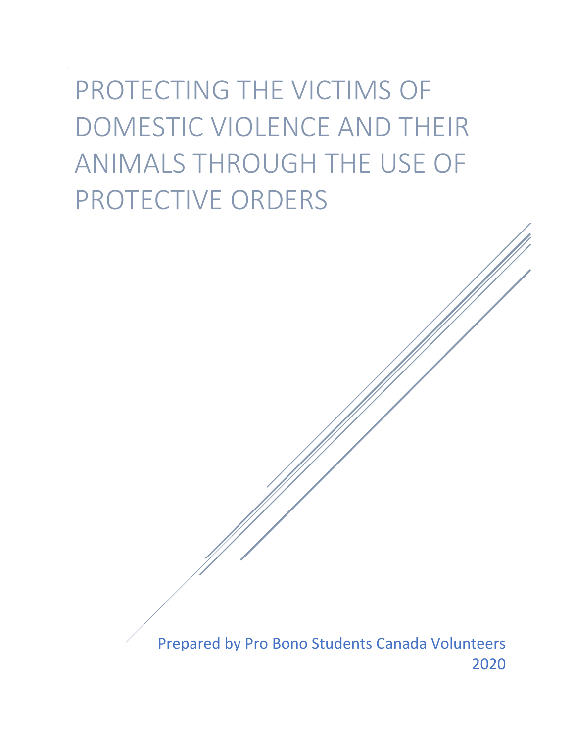# PROTECTING THE VICTIMS OF DOMESTIC VIOLENCE AND THEIR ANIMALS THROUGH THE USE OF PROTECTIVE ORDERS

Prepared by Pro Bono Students Canada Volunteers

2020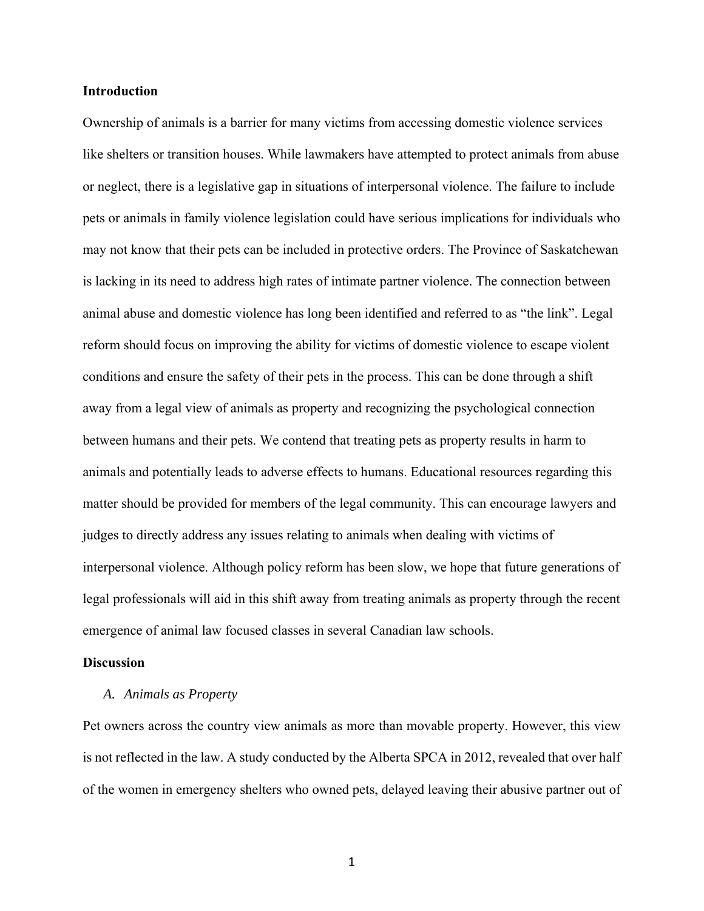## Introduction

Ownership of animals is a barrier for many victims from accessing domestic violence services like shelters or transition houses. While lawmakers have attempted to protect animals from abuse or neglect, there is a legislative gap in situations of interpersonal violence. The failure to include pets or animals in family violence legislation could have serious implications for individuals who may not know that their pets can be included in protective orders. The Province of Saskatchewan is lacking in its need to address high rates of intimate partner violence. The connection between animal abuse and domestic violence has long been identified and referred to as "the link". Legal reform should focus on improving the ability for victims of domestic violence to escape violent conditions and ensure the safety of their pets in the process. This can be done through a shift away from a legal view of animals as property and recognizing the psychological connection between humans and their pets. We contend that treating pets as property results in harm to animals and potentially leads to adverse effects to humans. Educational resources regarding this matter should be provided for members of the legal community. This can encourage lawyers and judges to directly address any issues relating to animals when dealing with victims of interpersonal violence. Although policy reform has been slow, we hope that future generations of legal professionals will aid in this shift away from treating animals as property through the recent emergence of animal law focused classes in several Canadian law schools.

## Discussion

### *A. Animals as Property*

Pet owners across the country view animals as more than movable property. However, this view is not reflected in the law. A study conducted by the Alberta SPCA in 2012, revealed that over half of the women in emergency shelters who owned pets, delayed leaving their abusive partner out of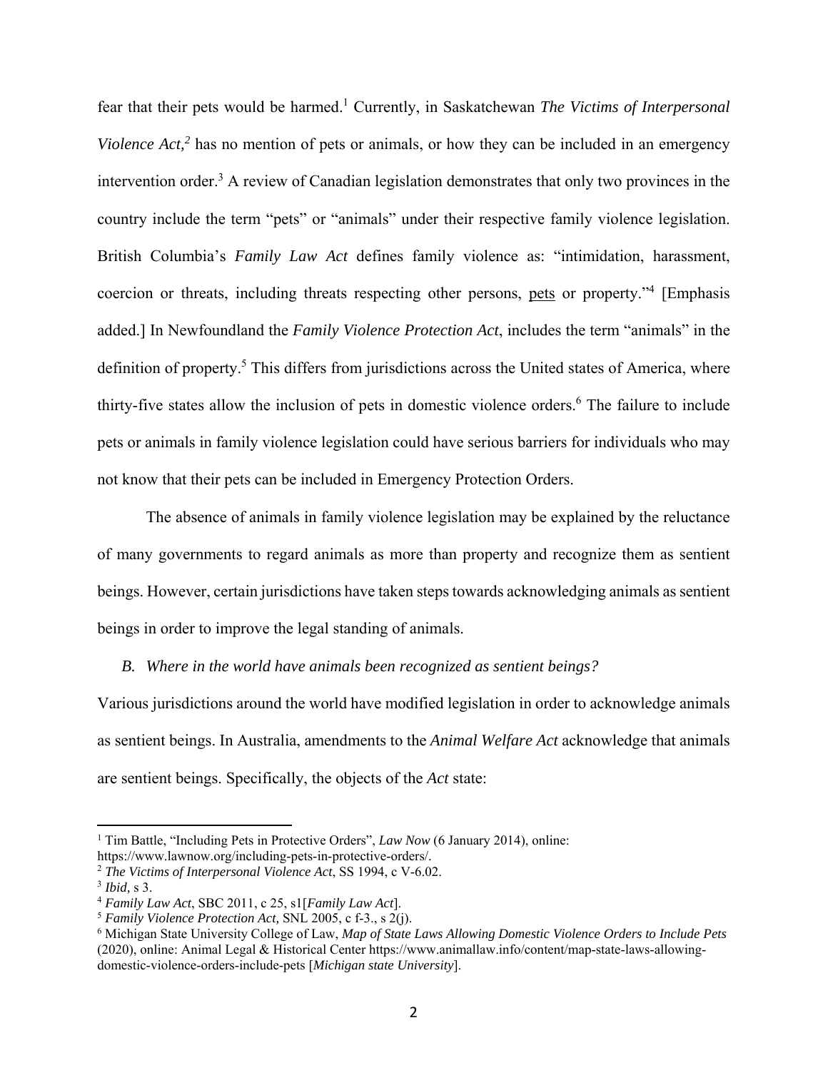fear that their pets would be harmed.[1] Currently, in Saskatchewan *The Victims of Interpersonal Violence Act,*[2] has no mention of pets or animals, or how they can be included in an emergency intervention order.[3] A review of Canadian legislation demonstrates that only two provinces in the country include the term "pets" or "animals" under their respective family violence legislation. British Columbia's *Family Law Act* defines family violence as: "intimidation, harassment, coercion or threats, including threats respecting other persons, <u>pets</u> or property."[4] [Emphasis added.] In Newfoundland the *Family Violence Protection Act*, includes the term "animals" in the definition of property.[5] This differs from jurisdictions across the United states of America, where thirty-five states allow the inclusion of pets in domestic violence orders.[6] The failure to include pets or animals in family violence legislation could have serious barriers for individuals who may not know that their pets can be included in Emergency Protection Orders.

The absence of animals in family violence legislation may be explained by the reluctance of many governments to regard animals as more than property and recognize them as sentient beings. However, certain jurisdictions have taken steps towards acknowledging animals as sentient beings in order to improve the legal standing of animals.

### *B. Where in the world have animals been recognized as sentient beings?*

Various jurisdictions around the world have modified legislation in order to acknowledge animals as sentient beings. In Australia, amendments to the *Animal Welfare Act* acknowledge that animals are sentient beings. Specifically, the objects of the *Act* state:

---

[1] Tim Battle, "Including Pets in Protective Orders", *Law Now* (6 January 2014), online: https://www.lawnow.org/including-pets-in-protective-orders/.

[2] *The Victims of Interpersonal Violence Act*, SS 1994, c V-6.02.

[3] *Ibid,* s 3.

[4] *Family Law Act*, SBC 2011, c 25, s1[*Family Law Act*].

[5] *Family Violence Protection Act,* SNL 2005, c f-3., s 2(j).

[6] Michigan State University College of Law, *Map of State Laws Allowing Domestic Violence Orders to Include Pets* (2020), online: Animal Legal & Historical Center https://www.animallaw.info/content/map-state-laws-allowing-domestic-violence-orders-include-pets [*Michigan state University*].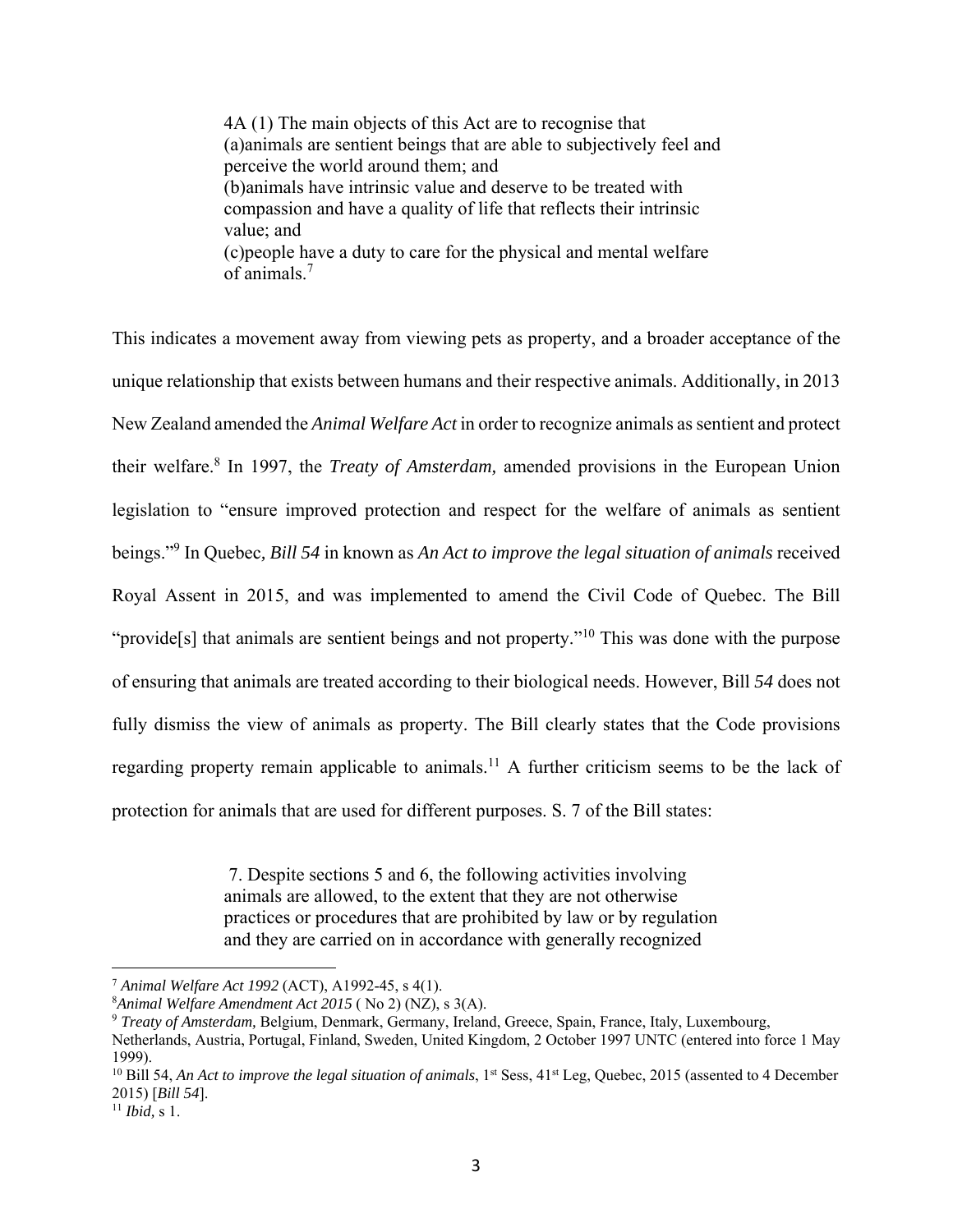> 4A (1) The main objects of this Act are to recognise that
> (a)animals are sentient beings that are able to subjectively feel and perceive the world around them; and
> (b)animals have intrinsic value and deserve to be treated with compassion and have a quality of life that reflects their intrinsic value; and
> (c)people have a duty to care for the physical and mental welfare of animals.[7]

This indicates a movement away from viewing pets as property, and a broader acceptance of the unique relationship that exists between humans and their respective animals. Additionally, in 2013 New Zealand amended the *Animal Welfare Act* in order to recognize animals as sentient and protect their welfare.[8] In 1997, the *Treaty of Amsterdam,* amended provisions in the European Union legislation to "ensure improved protection and respect for the welfare of animals as sentient beings."[9] In Quebec*, Bill 54* in known as *An Act to improve the legal situation of animals* received Royal Assent in 2015, and was implemented to amend the Civil Code of Quebec. The Bill "provide[s] that animals are sentient beings and not property."[10] This was done with the purpose of ensuring that animals are treated according to their biological needs. However, Bill *54* does not fully dismiss the view of animals as property. The Bill clearly states that the Code provisions regarding property remain applicable to animals.[11] A further criticism seems to be the lack of protection for animals that are used for different purposes. S. 7 of the Bill states:

> 7. Despite sections 5 and 6, the following activities involving animals are allowed, to the extent that they are not otherwise practices or procedures that are prohibited by law or by regulation and they are carried on in accordance with generally recognized

---

[7] *Animal Welfare Act 1992* (ACT), A1992-45, s 4(1).
[8] *Animal Welfare Amendment Act 2015* ( No 2) (NZ), s 3(A).
[9] *Treaty of Amsterdam,* Belgium, Denmark, Germany, Ireland, Greece, Spain, France, Italy, Luxembourg, Netherlands, Austria, Portugal, Finland, Sweden, United Kingdom, 2 October 1997 UNTC (entered into force 1 May 1999).
[10] Bill 54, *An Act to improve the legal situation of animals*, 1st Sess, 41st Leg, Quebec, 2015 (assented to 4 December 2015) [*Bill 54*].
[11] *Ibid,* s 1.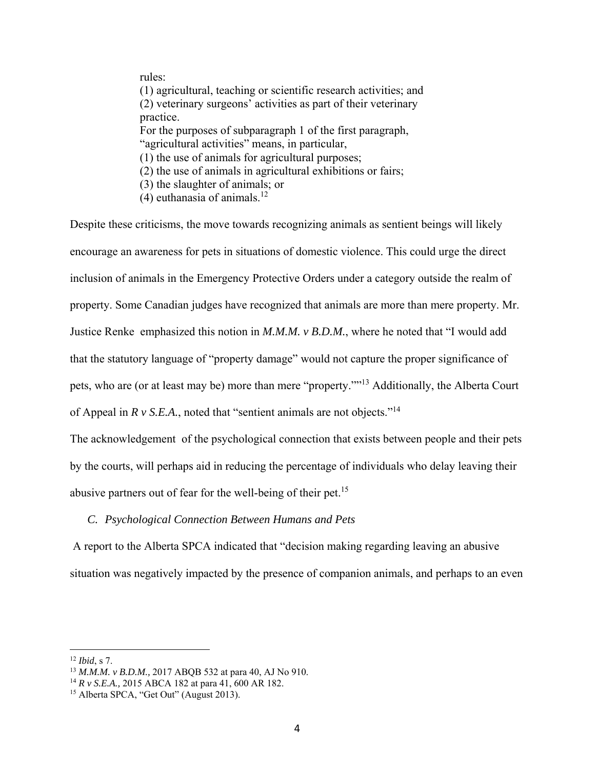rules:
(1) agricultural, teaching or scientific research activities; and
(2) veterinary surgeons' activities as part of their veterinary practice.
For the purposes of subparagraph 1 of the first paragraph, "agricultural activities" means, in particular,
(1) the use of animals for agricultural purposes;
(2) the use of animals in agricultural exhibitions or fairs;
(3) the slaughter of animals; or
(4) euthanasia of animals.[12]

Despite these criticisms, the move towards recognizing animals as sentient beings will likely encourage an awareness for pets in situations of domestic violence. This could urge the direct inclusion of animals in the Emergency Protective Orders under a category outside the realm of property. Some Canadian judges have recognized that animals are more than mere property. Mr. Justice Renke emphasized this notion in *M.M.M. v B.D.M.*, where he noted that "I would add that the statutory language of "property damage" would not capture the proper significance of pets, who are (or at least may be) more than mere "property.""[13] Additionally, the Alberta Court of Appeal in *R v S.E.A.*, noted that "sentient animals are not objects."[14]

The acknowledgement of the psychological connection that exists between people and their pets by the courts, will perhaps aid in reducing the percentage of individuals who delay leaving their abusive partners out of fear for the well-being of their pet.[15]

### *C. Psychological Connection Between Humans and Pets*

A report to the Alberta SPCA indicated that "decision making regarding leaving an abusive situation was negatively impacted by the presence of companion animals, and perhaps to an even

---

[12] *Ibid*, s 7.
[13] *M.M.M. v B.D.M.,* 2017 ABQB 532 at para 40, AJ No 910.
[14] *R v S.E.A.,* 2015 ABCA 182 at para 41, 600 AR 182.
[15] Alberta SPCA, "Get Out" (August 2013).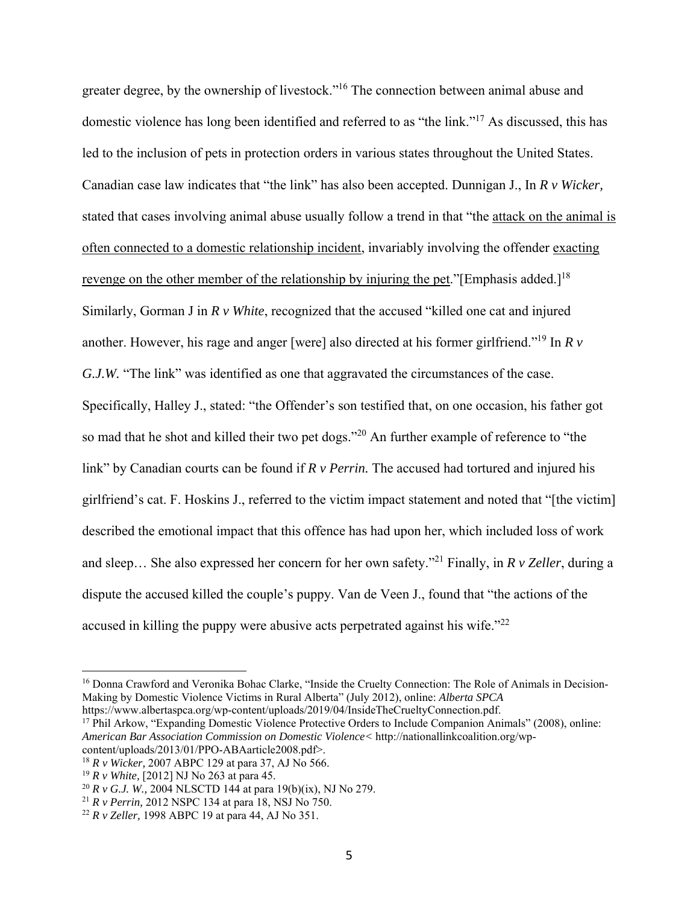greater degree, by the ownership of livestock."[16] The connection between animal abuse and domestic violence has long been identified and referred to as "the link."[17] As discussed, this has led to the inclusion of pets in protection orders in various states throughout the United States. Canadian case law indicates that "the link" has also been accepted. Dunnigan J., In *R v Wicker,* stated that cases involving animal abuse usually follow a trend in that "the <u>attack on the animal is often connected to a domestic relationship incident</u>, invariably involving the offender <u>exacting revenge on the other member of the relationship by injuring the pet</u>."[Emphasis added.][18] Similarly, Gorman J in *R v White*, recognized that the accused "killed one cat and injured another. However, his rage and anger [were] also directed at his former girlfriend."[19] In *R v G.J.W.* "The link" was identified as one that aggravated the circumstances of the case. Specifically, Halley J., stated: "the Offender's son testified that, on one occasion, his father got so mad that he shot and killed their two pet dogs."[20] An further example of reference to "the link" by Canadian courts can be found if ***R v Perrin.*** The accused had tortured and injured his girlfriend's cat. F. Hoskins J., referred to the victim impact statement and noted that "[the victim] described the emotional impact that this offence has had upon her, which included loss of work and sleep… She also expressed her concern for her own safety."[21] Finally, in *R v Zeller*, during a dispute the accused killed the couple's puppy. Van de Veen J., found that "the actions of the accused in killing the puppy were abusive acts perpetrated against his wife."[22]

---

[16] Donna Crawford and Veronika Bohac Clarke, "Inside the Cruelty Connection: The Role of Animals in Decision-Making by Domestic Violence Victims in Rural Alberta" (July 2012), online: *Alberta SPCA* https://www.albertaspca.org/wp-content/uploads/2019/04/InsideTheCrueltyConnection.pdf.

[17] Phil Arkow, "Expanding Domestic Violence Protective Orders to Include Companion Animals" (2008), online: *American Bar Association Commission on Domestic Violence<* http://nationallinkcoalition.org/wp-content/uploads/2013/01/PPO-ABAarticle2008.pdf>.

[18] *R v Wicker,* 2007 ABPC 129 at para 37, AJ No 566.

[19] *R v White,* [2012] NJ No 263 at para 45.

[20] *R v G.J. W.,* 2004 NLSCTD 144 at para 19(b)(ix), NJ No 279.

[21] *R v Perrin,* 2012 NSPC 134 at para 18, NSJ No 750.

[22] *R v Zeller,* 1998 ABPC 19 at para 44, AJ No 351.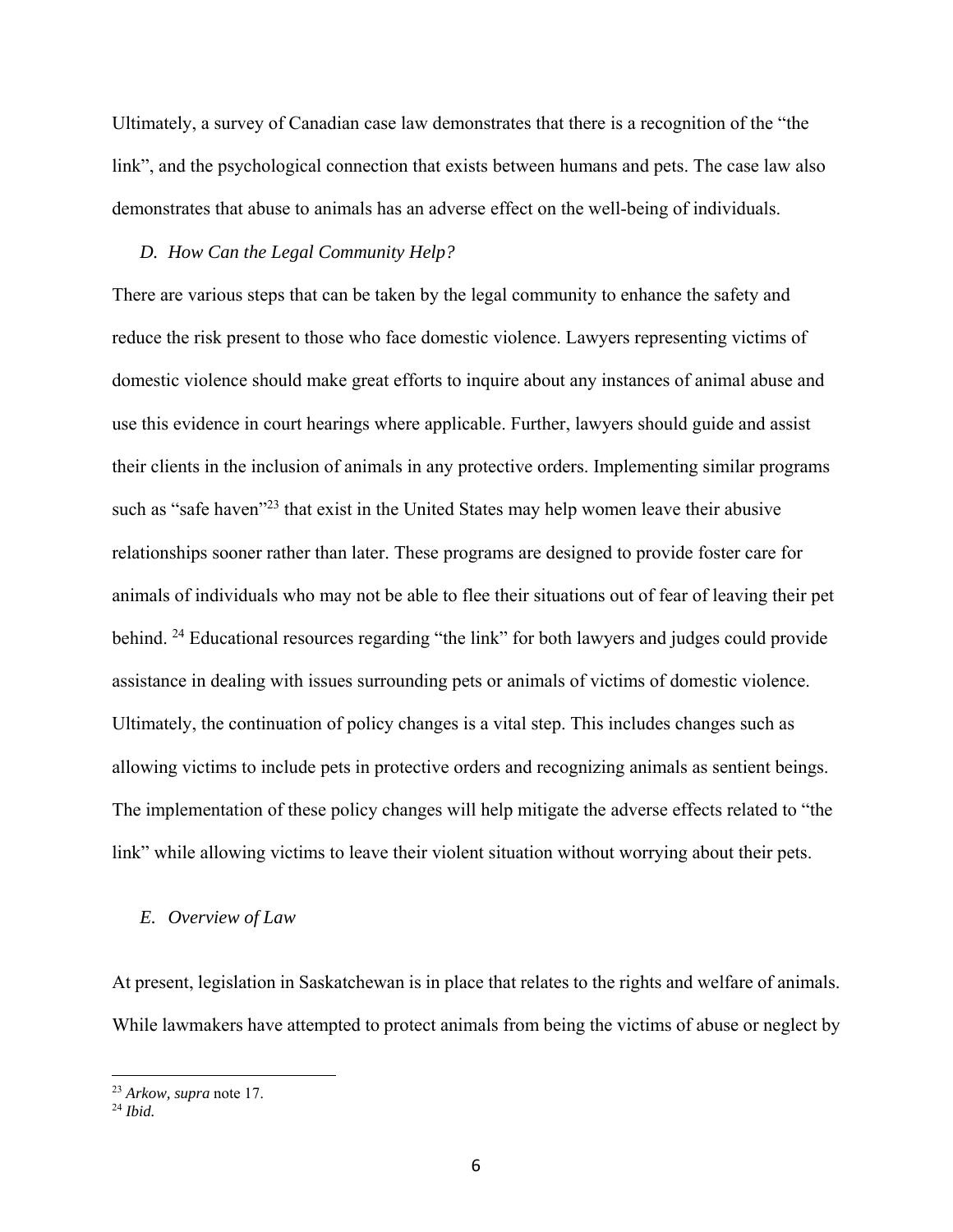Ultimately, a survey of Canadian case law demonstrates that there is a recognition of the "the link", and the psychological connection that exists between humans and pets. The case law also demonstrates that abuse to animals has an adverse effect on the well-being of individuals.

### *D. How Can the Legal Community Help?*

There are various steps that can be taken by the legal community to enhance the safety and reduce the risk present to those who face domestic violence. Lawyers representing victims of domestic violence should make great efforts to inquire about any instances of animal abuse and use this evidence in court hearings where applicable. Further, lawyers should guide and assist their clients in the inclusion of animals in any protective orders. Implementing similar programs such as "safe haven"[23] that exist in the United States may help women leave their abusive relationships sooner rather than later. These programs are designed to provide foster care for animals of individuals who may not be able to flee their situations out of fear of leaving their pet behind. [24] Educational resources regarding "the link" for both lawyers and judges could provide assistance in dealing with issues surrounding pets or animals of victims of domestic violence. Ultimately, the continuation of policy changes is a vital step. This includes changes such as allowing victims to include pets in protective orders and recognizing animals as sentient beings. The implementation of these policy changes will help mitigate the adverse effects related to "the link" while allowing victims to leave their violent situation without worrying about their pets.

### *E. Overview of Law*

At present, legislation in Saskatchewan is in place that relates to the rights and welfare of animals. While lawmakers have attempted to protect animals from being the victims of abuse or neglect by

---

[23] *Arkow, supra* note 17.
[24] *Ibid.*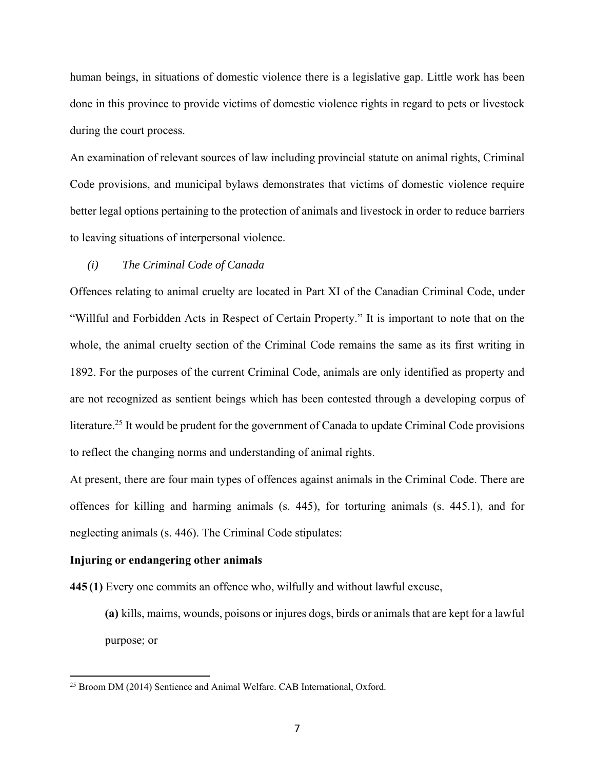human beings, in situations of domestic violence there is a legislative gap. Little work has been done in this province to provide victims of domestic violence rights in regard to pets or livestock during the court process.

An examination of relevant sources of law including provincial statute on animal rights, Criminal Code provisions, and municipal bylaws demonstrates that victims of domestic violence require better legal options pertaining to the protection of animals and livestock in order to reduce barriers to leaving situations of interpersonal violence.

### *(i) The Criminal Code of Canada*

Offences relating to animal cruelty are located in Part XI of the Canadian Criminal Code, under "Willful and Forbidden Acts in Respect of Certain Property." It is important to note that on the whole, the animal cruelty section of the Criminal Code remains the same as its first writing in 1892. For the purposes of the current Criminal Code, animals are only identified as property and are not recognized as sentient beings which has been contested through a developing corpus of literature.[25] It would be prudent for the government of Canada to update Criminal Code provisions to reflect the changing norms and understanding of animal rights.

At present, there are four main types of offences against animals in the Criminal Code. There are offences for killing and harming animals (s. 445), for torturing animals (s. 445.1), and for neglecting animals (s. 446). The Criminal Code stipulates:

**Injuring or endangering other animals**

**445 (1)** Every one commits an offence who, wilfully and without lawful excuse,

> **(a)** kills, maims, wounds, poisons or injures dogs, birds or animals that are kept for a lawful purpose; or

[25] Broom DM (2014) Sentience and Animal Welfare. CAB International, Oxford.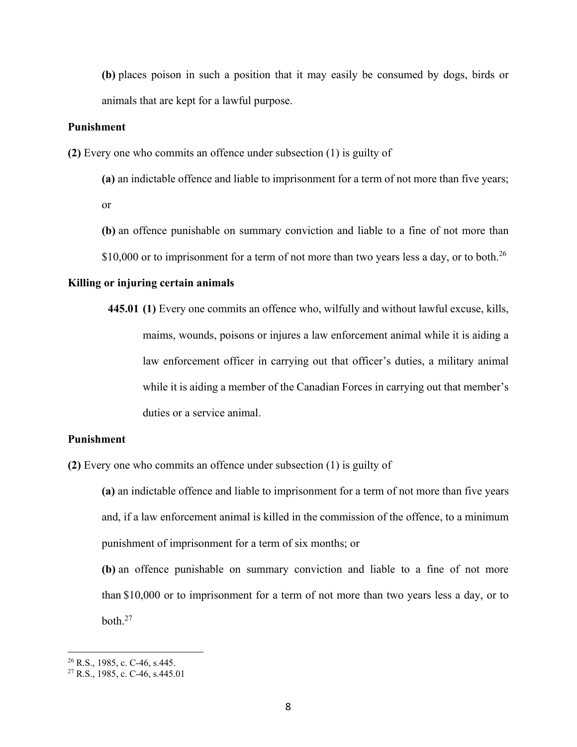**(b)** places poison in such a position that it may easily be consumed by dogs, birds or animals that are kept for a lawful purpose.

**Punishment**

**(2)** Every one who commits an offence under subsection (1) is guilty of

**(a)** an indictable offence and liable to imprisonment for a term of not more than five years; or

**(b)** an offence punishable on summary conviction and liable to a fine of not more than $10,000 or to imprisonment for a term of not more than two years less a day, or to both.[26]

**Killing or injuring certain animals**

**445.01 (1)** Every one commits an offence who, wilfully and without lawful excuse, kills, maims, wounds, poisons or injures a law enforcement animal while it is aiding a law enforcement officer in carrying out that officer's duties, a military animal while it is aiding a member of the Canadian Forces in carrying out that member's duties or a service animal.

**Punishment**

**(2)** Every one who commits an offence under subsection (1) is guilty of

**(a)** an indictable offence and liable to imprisonment for a term of not more than five years and, if a law enforcement animal is killed in the commission of the offence, to a minimum punishment of imprisonment for a term of six months; or

**(b)** an offence punishable on summary conviction and liable to a fine of not more than $10,000 or to imprisonment for a term of not more than two years less a day, or to both.[27]

---

[26] R.S., 1985, c. C-46, s.445.

[27] R.S., 1985, c. C-46, s.445.01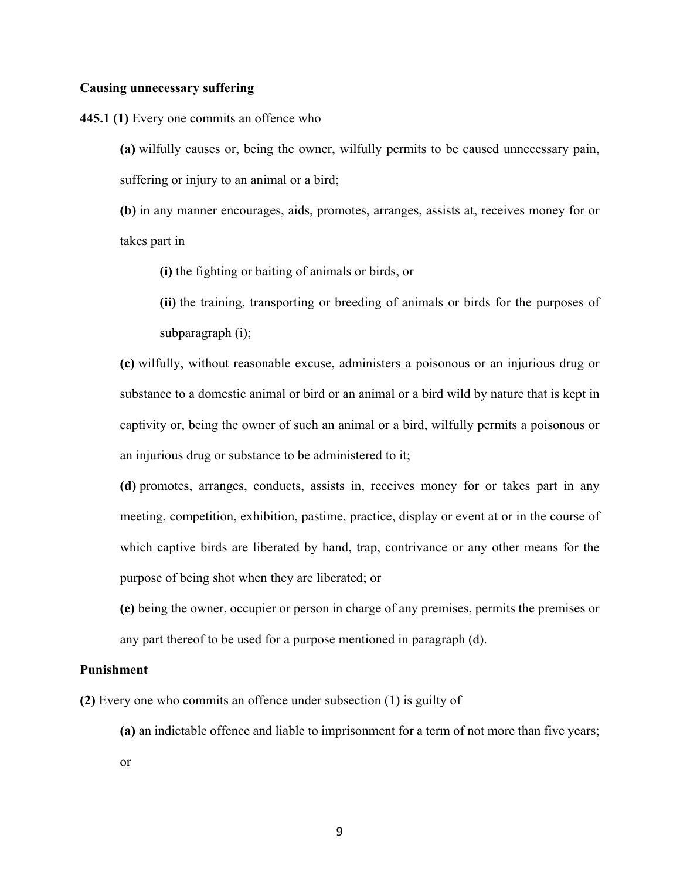**Causing unnecessary suffering**

**445.1 (1)** Every one commits an offence who

> **(a)** wilfully causes or, being the owner, wilfully permits to be caused unnecessary pain, suffering or injury to an animal or a bird;
>
> **(b)** in any manner encourages, aids, promotes, arranges, assists at, receives money for or takes part in
>
> > **(i)** the fighting or baiting of animals or birds, or
> >
> > **(ii)** the training, transporting or breeding of animals or birds for the purposes of subparagraph (i);
>
> **(c)** wilfully, without reasonable excuse, administers a poisonous or an injurious drug or substance to a domestic animal or bird or an animal or a bird wild by nature that is kept in captivity or, being the owner of such an animal or a bird, wilfully permits a poisonous or an injurious drug or substance to be administered to it;
>
> **(d)** promotes, arranges, conducts, assists in, receives money for or takes part in any meeting, competition, exhibition, pastime, practice, display or event at or in the course of which captive birds are liberated by hand, trap, contrivance or any other means for the purpose of being shot when they are liberated; or
>
> **(e)** being the owner, occupier or person in charge of any premises, permits the premises or any part thereof to be used for a purpose mentioned in paragraph (d).

**Punishment**

**(2)** Every one who commits an offence under subsection (1) is guilty of

> **(a)** an indictable offence and liable to imprisonment for a term of not more than five years; or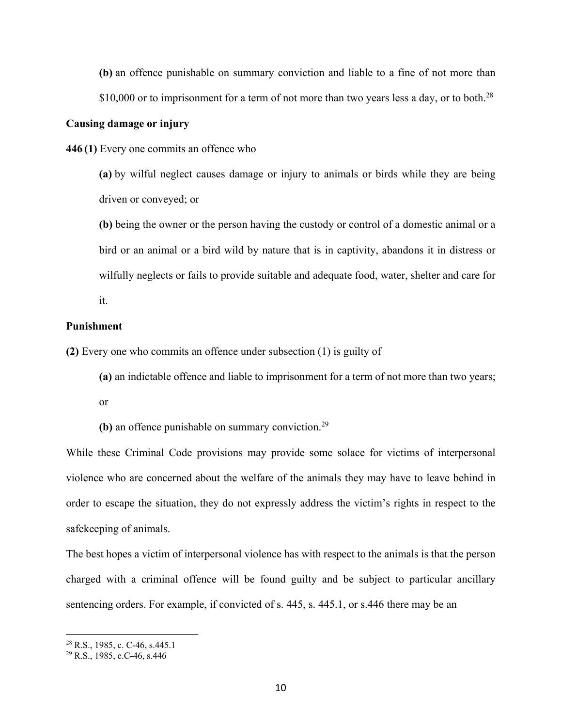**(b)** an offence punishable on summary conviction and liable to a fine of not more than $10,000 or to imprisonment for a term of not more than two years less a day, or to both.[28]

**Causing damage or injury**

**446 (1)** Every one commits an offence who

**(a)** by wilful neglect causes damage or injury to animals or birds while they are being driven or conveyed; or

**(b)** being the owner or the person having the custody or control of a domestic animal or a bird or an animal or a bird wild by nature that is in captivity, abandons it in distress or wilfully neglects or fails to provide suitable and adequate food, water, shelter and care for it.

**Punishment**

**(2)** Every one who commits an offence under subsection (1) is guilty of

**(a)** an indictable offence and liable to imprisonment for a term of not more than two years; or

**(b)** an offence punishable on summary conviction.[29]

While these Criminal Code provisions may provide some solace for victims of interpersonal violence who are concerned about the welfare of the animals they may have to leave behind in order to escape the situation, they do not expressly address the victim's rights in respect to the safekeeping of animals.

The best hopes a victim of interpersonal violence has with respect to the animals is that the person charged with a criminal offence will be found guilty and be subject to particular ancillary sentencing orders. For example, if convicted of s. 445, s. 445.1, or s.446 there may be an

[28] R.S., 1985, c. C-46, s.445.1
[29] R.S., 1985, c.C-46, s.446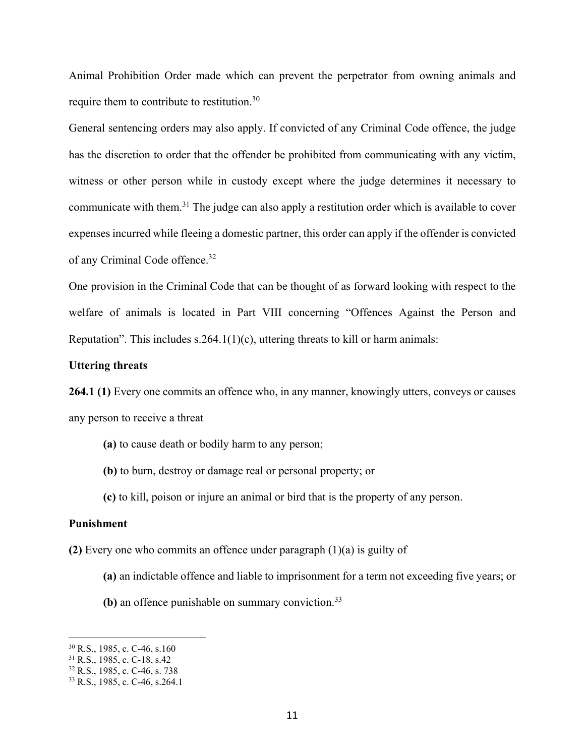Animal Prohibition Order made which can prevent the perpetrator from owning animals and require them to contribute to restitution.[30]

General sentencing orders may also apply. If convicted of any Criminal Code offence, the judge has the discretion to order that the offender be prohibited from communicating with any victim, witness or other person while in custody except where the judge determines it necessary to communicate with them.[31] The judge can also apply a restitution order which is available to cover expenses incurred while fleeing a domestic partner, this order can apply if the offender is convicted of any Criminal Code offence.[32]

One provision in the Criminal Code that can be thought of as forward looking with respect to the welfare of animals is located in Part VIII concerning "Offences Against the Person and Reputation". This includes s.264.1(1)(c), uttering threats to kill or harm animals:

**Uttering threats**

**264.1 (1)** Every one commits an offence who, in any manner, knowingly utters, conveys or causes any person to receive a threat

> **(a)** to cause death or bodily harm to any person;
>
> **(b)** to burn, destroy or damage real or personal property; or
>
> **(c)** to kill, poison or injure an animal or bird that is the property of any person.

**Punishment**

**(2)** Every one who commits an offence under paragraph (1)(a) is guilty of

> **(a)** an indictable offence and liable to imprisonment for a term not exceeding five years; or
>
> **(b)** an offence punishable on summary conviction.[33]

---

[30] R.S., 1985, c. C-46, s.160
[31] R.S., 1985, c. C-18, s.42
[32] R.S., 1985, c. C-46, s. 738
[33] R.S., 1985, c. C-46, s.264.1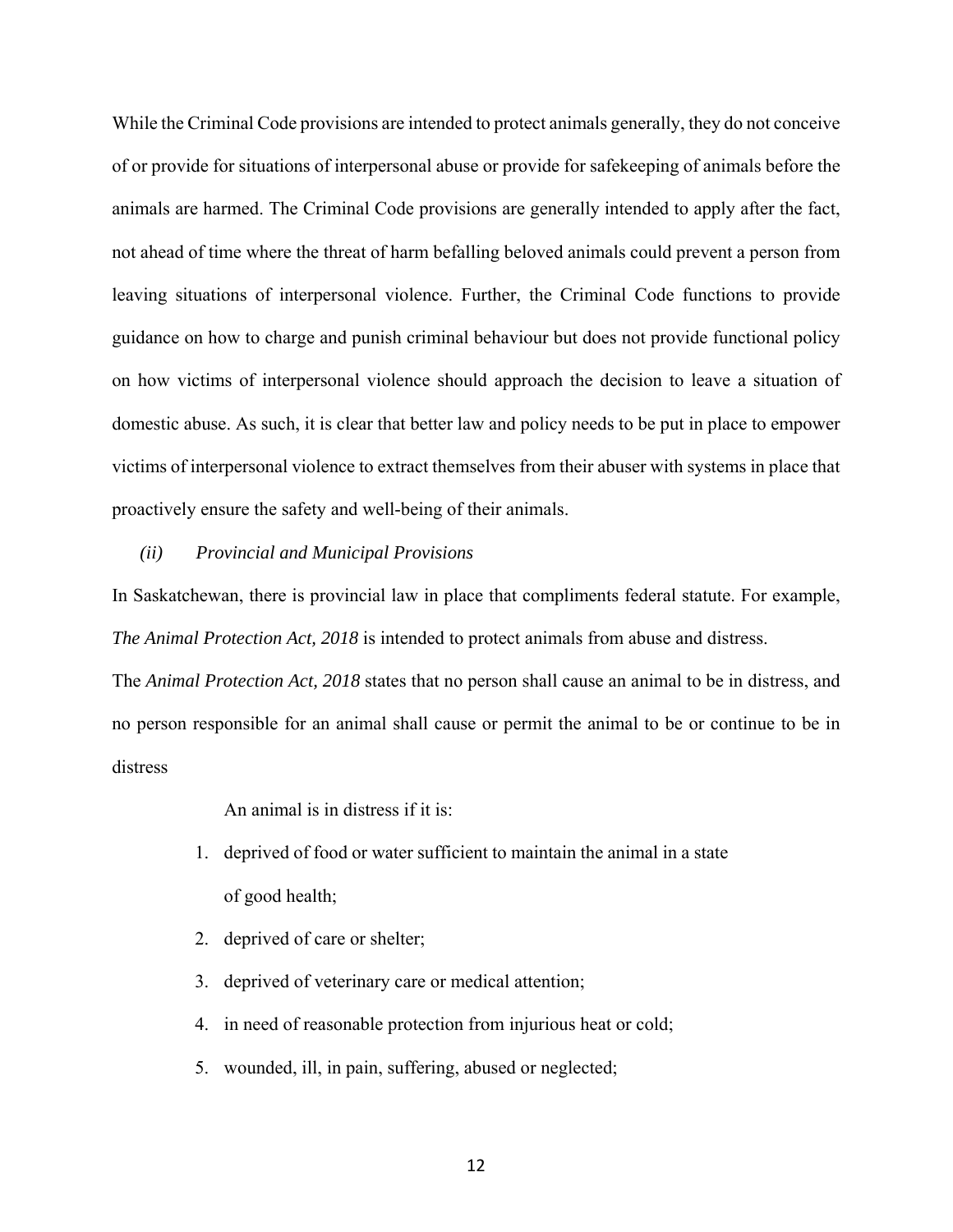While the Criminal Code provisions are intended to protect animals generally, they do not conceive of or provide for situations of interpersonal abuse or provide for safekeeping of animals before the animals are harmed. The Criminal Code provisions are generally intended to apply after the fact, not ahead of time where the threat of harm befalling beloved animals could prevent a person from leaving situations of interpersonal violence. Further, the Criminal Code functions to provide guidance on how to charge and punish criminal behaviour but does not provide functional policy on how victims of interpersonal violence should approach the decision to leave a situation of domestic abuse. As such, it is clear that better law and policy needs to be put in place to empower victims of interpersonal violence to extract themselves from their abuser with systems in place that proactively ensure the safety and well-being of their animals.

#### *(ii) Provincial and Municipal Provisions*

In Saskatchewan, there is provincial law in place that compliments federal statute. For example, *The Animal Protection Act, 2018* is intended to protect animals from abuse and distress.

The *Animal Protection Act, 2018* states that no person shall cause an animal to be in distress, and no person responsible for an animal shall cause or permit the animal to be or continue to be in distress

An animal is in distress if it is:

1. deprived of food or water sufficient to maintain the animal in a state of good health;
2. deprived of care or shelter;
3. deprived of veterinary care or medical attention;
4. in need of reasonable protection from injurious heat or cold;
5. wounded, ill, in pain, suffering, abused or neglected;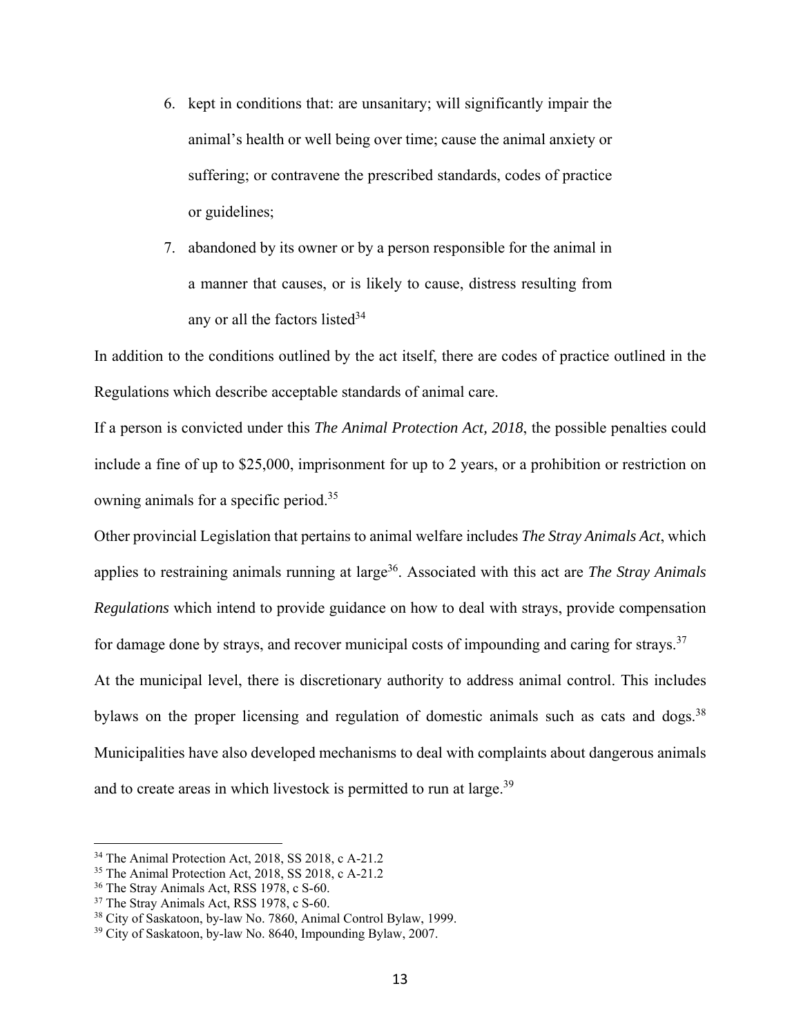6. kept in conditions that: are unsanitary; will significantly impair the animal's health or well being over time; cause the animal anxiety or suffering; or contravene the prescribed standards, codes of practice or guidelines;
7. abandoned by its owner or by a person responsible for the animal in a manner that causes, or is likely to cause, distress resulting from any or all the factors listed[34]

In addition to the conditions outlined by the act itself, there are codes of practice outlined in the Regulations which describe acceptable standards of animal care.

If a person is convicted under this *The Animal Protection Act, 2018*, the possible penalties could include a fine of up to $25,000, imprisonment for up to 2 years, or a prohibition or restriction on owning animals for a specific period.[35]

Other provincial Legislation that pertains to animal welfare includes *The Stray Animals Act*, which applies to restraining animals running at large[36]. Associated with this act are *The Stray Animals Regulations* which intend to provide guidance on how to deal with strays, provide compensation for damage done by strays, and recover municipal costs of impounding and caring for strays.[37]

At the municipal level, there is discretionary authority to address animal control. This includes bylaws on the proper licensing and regulation of domestic animals such as cats and dogs.[38] Municipalities have also developed mechanisms to deal with complaints about dangerous animals and to create areas in which livestock is permitted to run at large.[39]

---

[34] The Animal Protection Act, 2018, SS 2018, c A-21.2
[35] The Animal Protection Act, 2018, SS 2018, c A-21.2
[36] The Stray Animals Act, RSS 1978, c S-60.
[37] The Stray Animals Act, RSS 1978, c S-60.
[38] City of Saskatoon, by-law No. 7860, Animal Control Bylaw, 1999.
[39] City of Saskatoon, by-law No. 8640, Impounding Bylaw, 2007.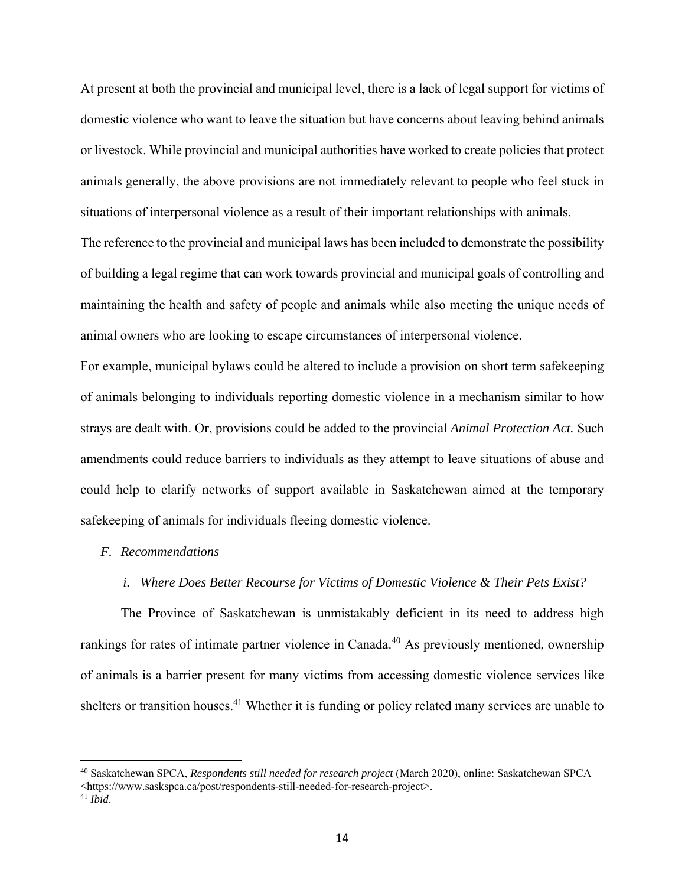At present at both the provincial and municipal level, there is a lack of legal support for victims of domestic violence who want to leave the situation but have concerns about leaving behind animals or livestock. While provincial and municipal authorities have worked to create policies that protect animals generally, the above provisions are not immediately relevant to people who feel stuck in situations of interpersonal violence as a result of their important relationships with animals.

The reference to the provincial and municipal laws has been included to demonstrate the possibility of building a legal regime that can work towards provincial and municipal goals of controlling and maintaining the health and safety of people and animals while also meeting the unique needs of animal owners who are looking to escape circumstances of interpersonal violence.

For example, municipal bylaws could be altered to include a provision on short term safekeeping of animals belonging to individuals reporting domestic violence in a mechanism similar to how strays are dealt with. Or, provisions could be added to the provincial *Animal Protection Act.* Such amendments could reduce barriers to individuals as they attempt to leave situations of abuse and could help to clarify networks of support available in Saskatchewan aimed at the temporary safekeeping of animals for individuals fleeing domestic violence.

### *F. Recommendations*

#### *i. Where Does Better Recourse for Victims of Domestic Violence & Their Pets Exist?*

The Province of Saskatchewan is unmistakably deficient in its need to address high rankings for rates of intimate partner violence in Canada.[40] As previously mentioned, ownership of animals is a barrier present for many victims from accessing domestic violence services like shelters or transition houses.[41] Whether it is funding or policy related many services are unable to

---

[40] Saskatchewan SPCA, *Respondents still needed for research project* (March 2020), online: Saskatchewan SPCA <https://www.saskspca.ca/post/respondents-still-needed-for-research-project>.

[41] *Ibid*.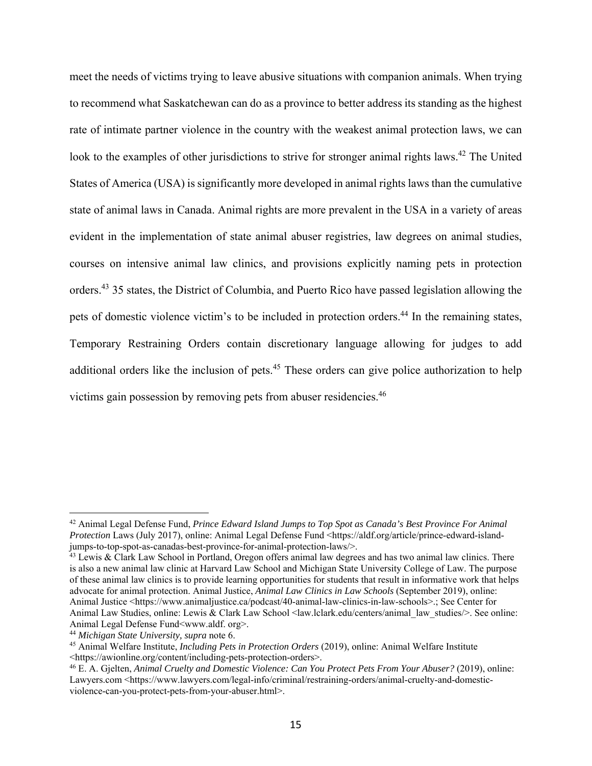meet the needs of victims trying to leave abusive situations with companion animals. When trying to recommend what Saskatchewan can do as a province to better address its standing as the highest rate of intimate partner violence in the country with the weakest animal protection laws, we can look to the examples of other jurisdictions to strive for stronger animal rights laws.[42] The United States of America (USA) is significantly more developed in animal rights laws than the cumulative state of animal laws in Canada. Animal rights are more prevalent in the USA in a variety of areas evident in the implementation of state animal abuser registries, law degrees on animal studies, courses on intensive animal law clinics, and provisions explicitly naming pets in protection orders.[43] 35 states, the District of Columbia, and Puerto Rico have passed legislation allowing the pets of domestic violence victim's to be included in protection orders.[44] In the remaining states, Temporary Restraining Orders contain discretionary language allowing for judges to add additional orders like the inclusion of pets.[45] These orders can give police authorization to help victims gain possession by removing pets from abuser residencies.[46]

---

[42] Animal Legal Defense Fund, *Prince Edward Island Jumps to Top Spot as Canada's Best Province For Animal Protection* Laws (July 2017), online: Animal Legal Defense Fund <https://aldf.org/article/prince-edward-island-jumps-to-top-spot-as-canadas-best-province-for-animal-protection-laws/>.

[43] Lewis & Clark Law School in Portland, Oregon offers animal law degrees and has two animal law clinics. There is also a new animal law clinic at Harvard Law School and Michigan State University College of Law. The purpose of these animal law clinics is to provide learning opportunities for students that result in informative work that helps advocate for animal protection. Animal Justice, *Animal Law Clinics in Law Schools* (September 2019), online: Animal Justice <https://www.animaljustice.ca/podcast/40-animal-law-clinics-in-law-schools>.; See Center for Animal Law Studies, online: Lewis & Clark Law School <law.lclark.edu/centers/animal_law_studies/>. See online: Animal Legal Defense Fund<www.aldf. org>.

[44] *Michigan State University, supra* note 6.

[45] Animal Welfare Institute, *Including Pets in Protection Orders* (2019), online: Animal Welfare Institute <https://awionline.org/content/including-pets-protection-orders>.

[46] E. A. Gjelten, *Animal Cruelty and Domestic Violence: Can You Protect Pets From Your Abuser?* (2019), online: Lawyers.com <https://www.lawyers.com/legal-info/criminal/restraining-orders/animal-cruelty-and-domestic-violence-can-you-protect-pets-from-your-abuser.html>.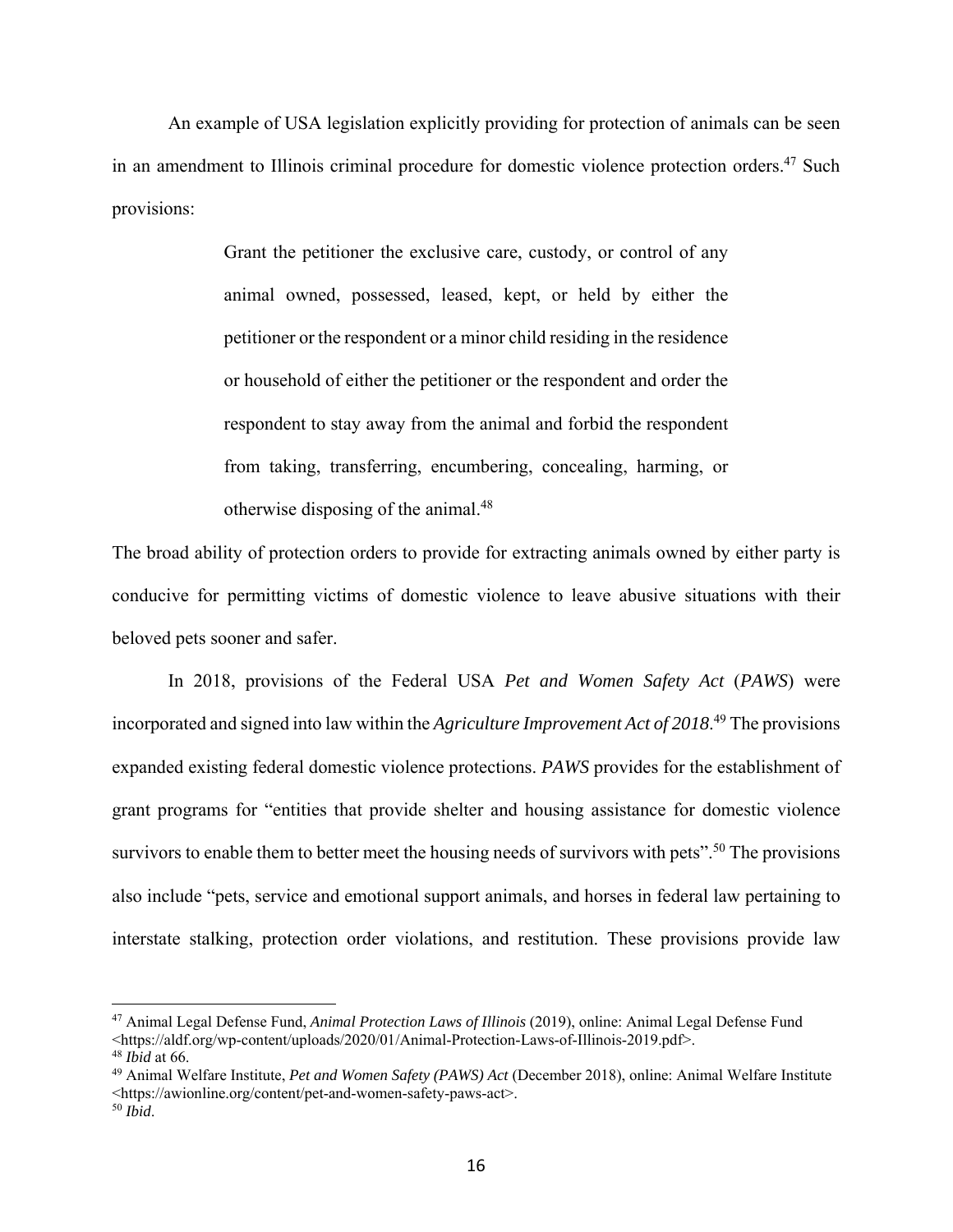An example of USA legislation explicitly providing for protection of animals can be seen in an amendment to Illinois criminal procedure for domestic violence protection orders.[47] Such provisions:

> Grant the petitioner the exclusive care, custody, or control of any animal owned, possessed, leased, kept, or held by either the petitioner or the respondent or a minor child residing in the residence or household of either the petitioner or the respondent and order the respondent to stay away from the animal and forbid the respondent from taking, transferring, encumbering, concealing, harming, or otherwise disposing of the animal.[48]

The broad ability of protection orders to provide for extracting animals owned by either party is conducive for permitting victims of domestic violence to leave abusive situations with their beloved pets sooner and safer.

In 2018, provisions of the Federal USA *Pet and Women Safety Act* (*PAWS*) were incorporated and signed into law within the *Agriculture Improvement Act of 2018*.[49] The provisions expanded existing federal domestic violence protections. *PAWS* provides for the establishment of grant programs for "entities that provide shelter and housing assistance for domestic violence survivors to enable them to better meet the housing needs of survivors with pets".[50] The provisions also include "pets, service and emotional support animals, and horses in federal law pertaining to interstate stalking, protection order violations, and restitution. These provisions provide law

---

[47] Animal Legal Defense Fund, *Animal Protection Laws of Illinois* (2019), online: Animal Legal Defense Fund <https://aldf.org/wp-content/uploads/2020/01/Animal-Protection-Laws-of-Illinois-2019.pdf>.

[48] *Ibid* at 66.

[49] Animal Welfare Institute, *Pet and Women Safety (PAWS) Act* (December 2018), online: Animal Welfare Institute <https://awionline.org/content/pet-and-women-safety-paws-act>.

[50] *Ibid*.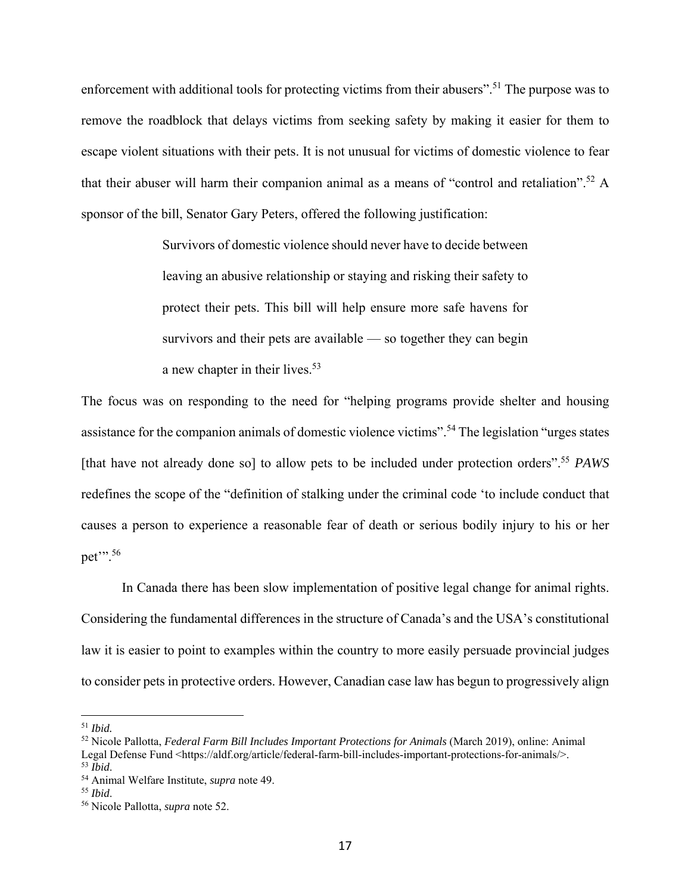enforcement with additional tools for protecting victims from their abusers".[51] The purpose was to remove the roadblock that delays victims from seeking safety by making it easier for them to escape violent situations with their pets. It is not unusual for victims of domestic violence to fear that their abuser will harm their companion animal as a means of "control and retaliation".[52] A sponsor of the bill, Senator Gary Peters, offered the following justification:

> Survivors of domestic violence should never have to decide between leaving an abusive relationship or staying and risking their safety to protect their pets. This bill will help ensure more safe havens for survivors and their pets are available — so together they can begin a new chapter in their lives.[53]

The focus was on responding to the need for "helping programs provide shelter and housing assistance for the companion animals of domestic violence victims".[54] The legislation "urges states [that have not already done so] to allow pets to be included under protection orders".[55] *PAWS* redefines the scope of the "definition of stalking under the criminal code 'to include conduct that causes a person to experience a reasonable fear of death or serious bodily injury to his or her pet'".[56]

In Canada there has been slow implementation of positive legal change for animal rights. Considering the fundamental differences in the structure of Canada's and the USA's constitutional law it is easier to point to examples within the country to more easily persuade provincial judges to consider pets in protective orders. However, Canadian case law has begun to progressively align

---

[51] *Ibid.*

[52] Nicole Pallotta, *Federal Farm Bill Includes Important Protections for Animals* (March 2019), online: Animal Legal Defense Fund <https://aldf.org/article/federal-farm-bill-includes-important-protections-for-animals/>.

[53] *Ibid*.

[54] Animal Welfare Institute, *supra* note 49.

[55] *Ibid*.

[56] Nicole Pallotta, *supra* note 52.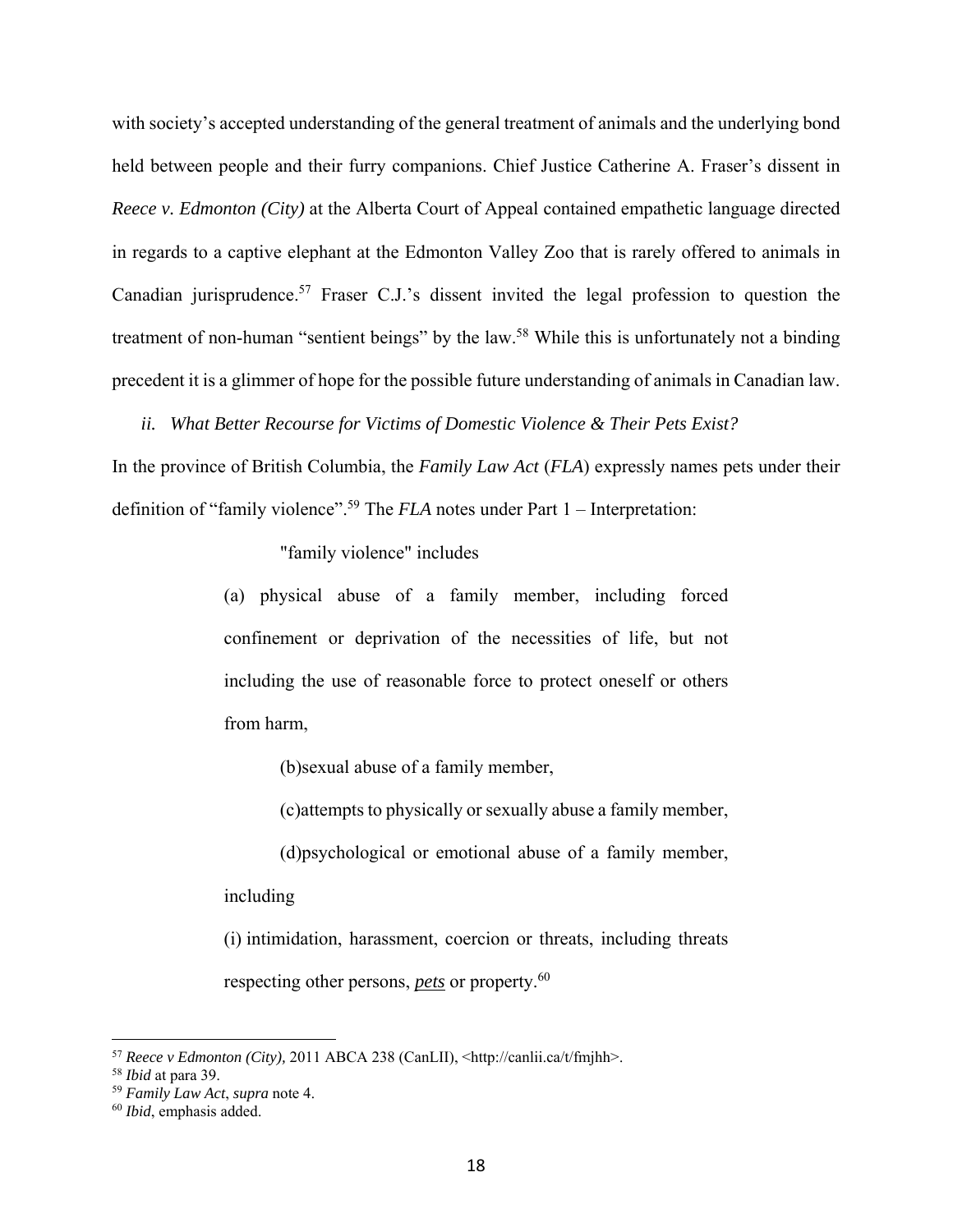with society's accepted understanding of the general treatment of animals and the underlying bond held between people and their furry companions. Chief Justice Catherine A. Fraser's dissent in *Reece v. Edmonton (City)* at the Alberta Court of Appeal contained empathetic language directed in regards to a captive elephant at the Edmonton Valley Zoo that is rarely offered to animals in Canadian jurisprudence.[57] Fraser C.J.'s dissent invited the legal profession to question the treatment of non-human "sentient beings" by the law.[58] While this is unfortunately not a binding precedent it is a glimmer of hope for the possible future understanding of animals in Canadian law.

*ii. What Better Recourse for Victims of Domestic Violence & Their Pets Exist?*

In the province of British Columbia, the *Family Law Act* (*FLA*) expressly names pets under their definition of "family violence".[59] The *FLA* notes under Part 1 – Interpretation:

> "family violence" includes
>
> (a) physical abuse of a family member, including forced confinement or deprivation of the necessities of life, but not including the use of reasonable force to protect oneself or others from harm,
>
> (b)sexual abuse of a family member,
>
> (c)attempts to physically or sexually abuse a family member,
>
> (d)psychological or emotional abuse of a family member, including
>
> (i) intimidation, harassment, coercion or threats, including threats respecting other persons, ***pets*** or property.[60]

---

[57] *Reece v Edmonton (City),* 2011 ABCA 238 (CanLII), <http://canlii.ca/t/fmjhh>.

[58] *Ibid* at para 39.

[59] *Family Law Act*, *supra* note 4.

[60] *Ibid*, emphasis added.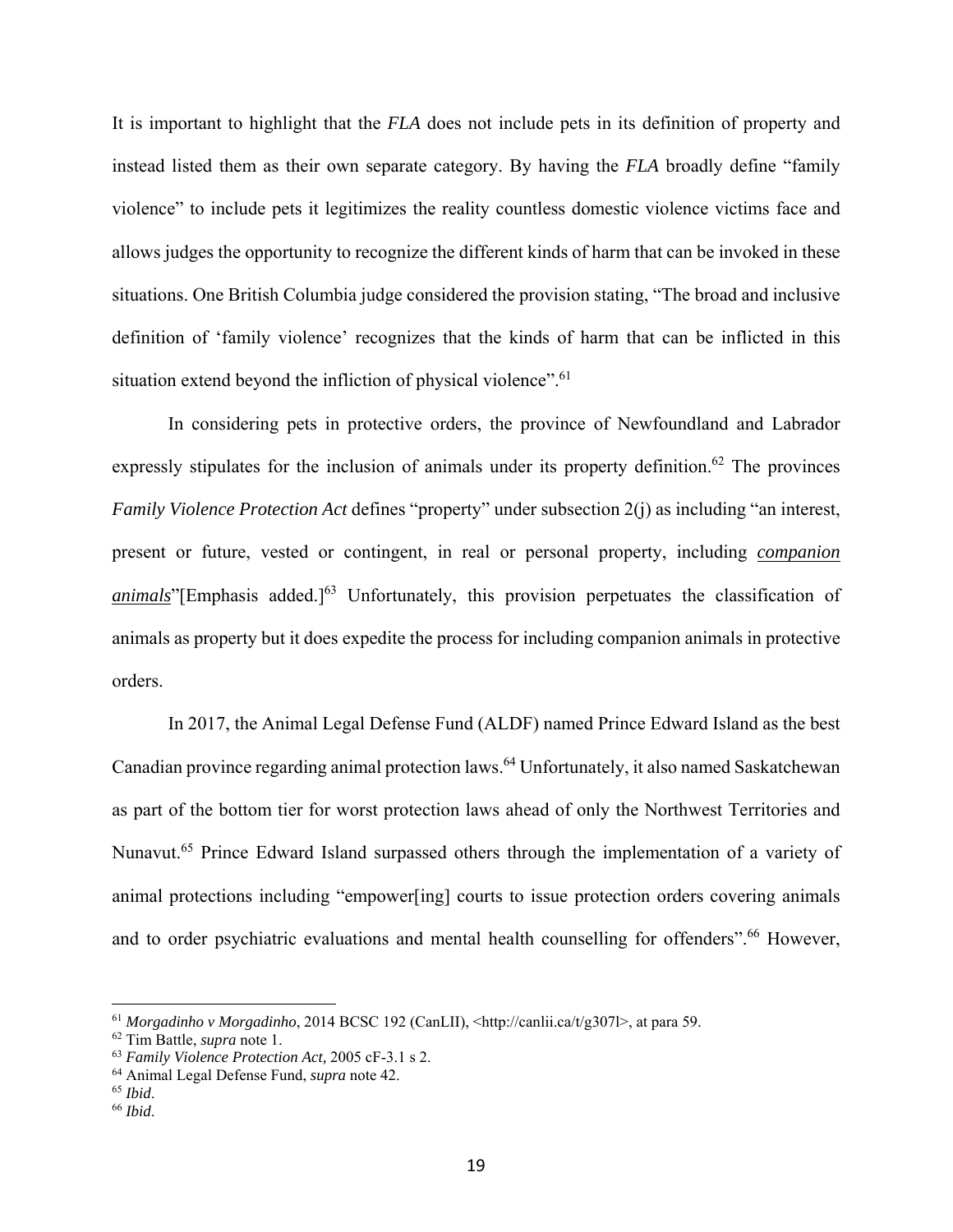It is important to highlight that the *FLA* does not include pets in its definition of property and instead listed them as their own separate category. By having the *FLA* broadly define "family violence" to include pets it legitimizes the reality countless domestic violence victims face and allows judges the opportunity to recognize the different kinds of harm that can be invoked in these situations. One British Columbia judge considered the provision stating, "The broad and inclusive definition of 'family violence' recognizes that the kinds of harm that can be inflicted in this situation extend beyond the infliction of physical violence".[61]

In considering pets in protective orders, the province of Newfoundland and Labrador expressly stipulates for the inclusion of animals under its property definition.[62] The provinces *Family Violence Protection Act* defines "property" under subsection 2(j) as including "an interest, present or future, vested or contingent, in real or personal property, including ***companion animals***"[Emphasis added.][63] Unfortunately, this provision perpetuates the classification of animals as property but it does expedite the process for including companion animals in protective orders.

In 2017, the Animal Legal Defense Fund (ALDF) named Prince Edward Island as the best Canadian province regarding animal protection laws.[64] Unfortunately, it also named Saskatchewan as part of the bottom tier for worst protection laws ahead of only the Northwest Territories and Nunavut.[65] Prince Edward Island surpassed others through the implementation of a variety of animal protections including "empower[ing] courts to issue protection orders covering animals and to order psychiatric evaluations and mental health counselling for offenders".[66] However,

---

[61] *Morgadinho v Morgadinho*, 2014 BCSC 192 (CanLII), <http://canlii.ca/t/g307l>, at para 59.
[62] Tim Battle, *supra* note 1.
[63] *Family Violence Protection Act,* 2005 cF-3.1 s 2.
[64] Animal Legal Defense Fund, *supra* note 42.
[65] *Ibid*.
[66] *Ibid*.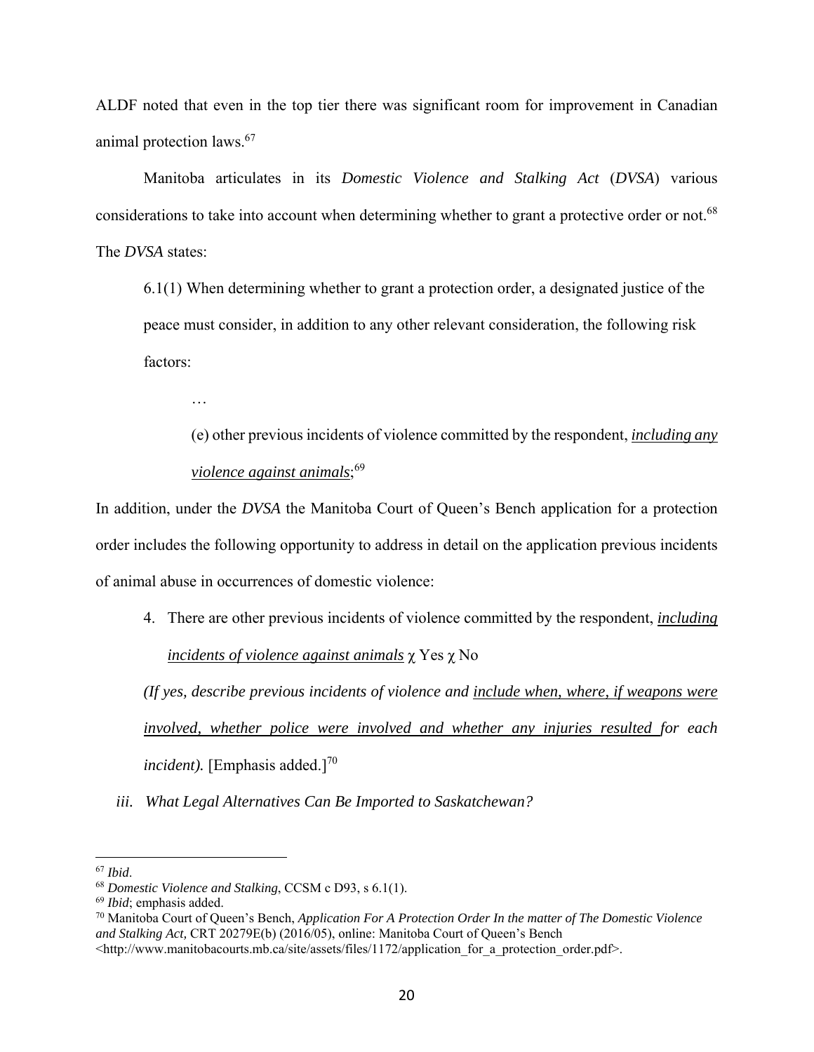ALDF noted that even in the top tier there was significant room for improvement in Canadian animal protection laws.[67]

Manitoba articulates in its *Domestic Violence and Stalking Act* (*DVSA*) various considerations to take into account when determining whether to grant a protective order or not.[68] The *DVSA* states:

> 6.1(1) When determining whether to grant a protection order, a designated justice of the peace must consider, in addition to any other relevant consideration, the following risk factors:
>
> …
>
> (e) other previous incidents of violence committed by the respondent, ***including any violence against animals***;[69]

In addition, under the *DVSA* the Manitoba Court of Queen's Bench application for a protection order includes the following opportunity to address in detail on the application previous incidents of animal abuse in occurrences of domestic violence:

> 4. There are other previous incidents of violence committed by the respondent, ***including incidents of violence against animals*** χ Yes χ No
>
> *(If yes, describe previous incidents of violence and include when, where, if weapons were involved, whether police were involved and whether any injuries resulted for each incident).* [Emphasis added.][70]

### iii. *What Legal Alternatives Can Be Imported to Saskatchewan?*

---

[67] *Ibid*.

[68] *Domestic Violence and Stalking*, CCSM c D93, s 6.1(1).

[69] *Ibid*; emphasis added.

[70] Manitoba Court of Queen's Bench, *Application For A Protection Order In the matter of The Domestic Violence and Stalking Act,* CRT 20279E(b) (2016/05), online: Manitoba Court of Queen's Bench <http://www.manitobacourts.mb.ca/site/assets/files/1172/application_for_a_protection_order.pdf>.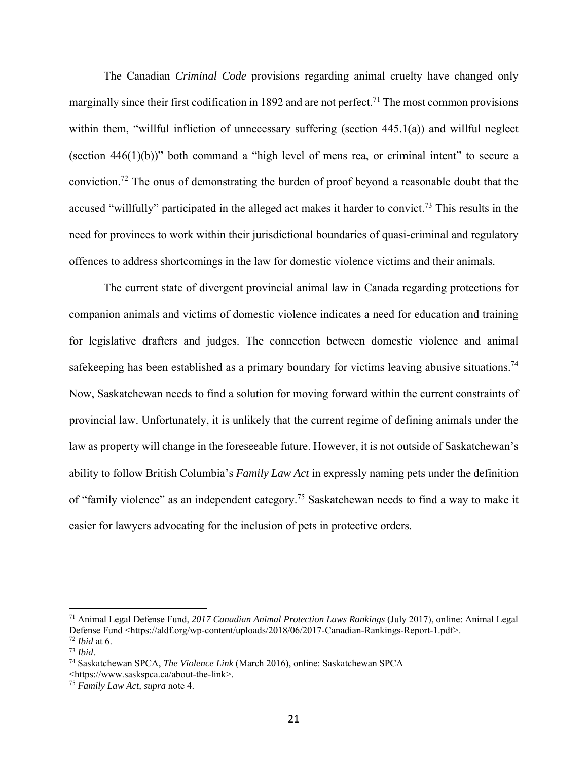The Canadian *Criminal Code* provisions regarding animal cruelty have changed only marginally since their first codification in 1892 and are not perfect.[71] The most common provisions within them, "willful infliction of unnecessary suffering (section 445.1(a)) and willful neglect (section 446(1)(b))" both command a "high level of mens rea, or criminal intent" to secure a conviction.[72] The onus of demonstrating the burden of proof beyond a reasonable doubt that the accused "willfully" participated in the alleged act makes it harder to convict.[73] This results in the need for provinces to work within their jurisdictional boundaries of quasi-criminal and regulatory offences to address shortcomings in the law for domestic violence victims and their animals.

The current state of divergent provincial animal law in Canada regarding protections for companion animals and victims of domestic violence indicates a need for education and training for legislative drafters and judges. The connection between domestic violence and animal safekeeping has been established as a primary boundary for victims leaving abusive situations.[74] Now, Saskatchewan needs to find a solution for moving forward within the current constraints of provincial law. Unfortunately, it is unlikely that the current regime of defining animals under the law as property will change in the foreseeable future. However, it is not outside of Saskatchewan's ability to follow British Columbia's *Family Law Act* in expressly naming pets under the definition of "family violence" as an independent category.[75] Saskatchewan needs to find a way to make it easier for lawyers advocating for the inclusion of pets in protective orders.

---

[71] Animal Legal Defense Fund, *2017 Canadian Animal Protection Laws Rankings* (July 2017), online: Animal Legal Defense Fund <https://aldf.org/wp-content/uploads/2018/06/2017-Canadian-Rankings-Report-1.pdf>.

[72] *Ibid* at 6.

[73] *Ibid*.

[74] Saskatchewan SPCA, *The Violence Link* (March 2016), online: Saskatchewan SPCA <https://www.saskspca.ca/about-the-link>.

[75] *Family Law Act, supra* note 4.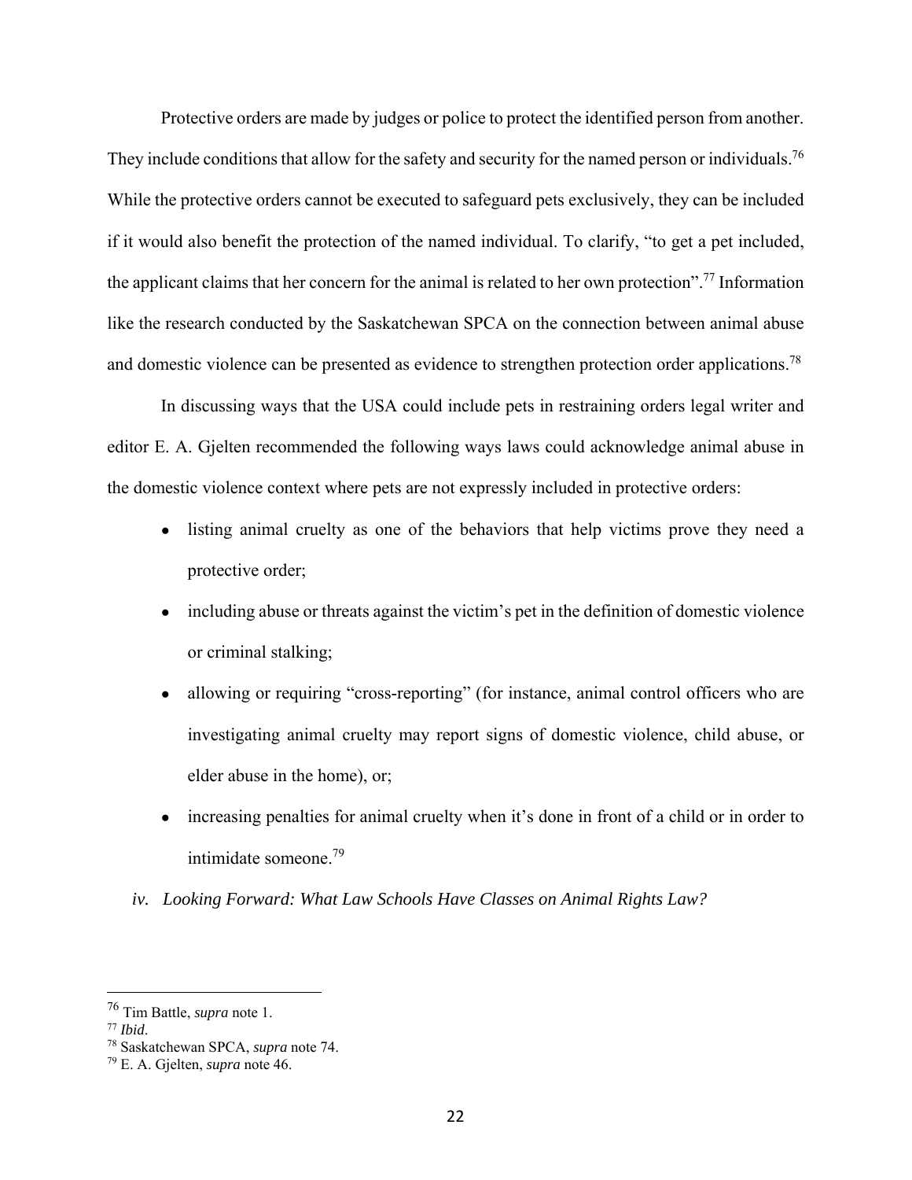Protective orders are made by judges or police to protect the identified person from another. They include conditions that allow for the safety and security for the named person or individuals.[76] While the protective orders cannot be executed to safeguard pets exclusively, they can be included if it would also benefit the protection of the named individual. To clarify, "to get a pet included, the applicant claims that her concern for the animal is related to her own protection".[77] Information like the research conducted by the Saskatchewan SPCA on the connection between animal abuse and domestic violence can be presented as evidence to strengthen protection order applications.[78]

In discussing ways that the USA could include pets in restraining orders legal writer and editor E. A. Gjelten recommended the following ways laws could acknowledge animal abuse in the domestic violence context where pets are not expressly included in protective orders:

- listing animal cruelty as one of the behaviors that help victims prove they need a protective order;
- including abuse or threats against the victim's pet in the definition of domestic violence or criminal stalking;
- allowing or requiring "cross-reporting" (for instance, animal control officers who are investigating animal cruelty may report signs of domestic violence, child abuse, or elder abuse in the home), or;
- increasing penalties for animal cruelty when it's done in front of a child or in order to intimidate someone.[79]

### *iv. Looking Forward: What Law Schools Have Classes on Animal Rights Law?*

---

[76] Tim Battle, *supra* note 1.

[77] *Ibid*.

[78] Saskatchewan SPCA, *supra* note 74.

[79] E. A. Gjelten, *supra* note 46.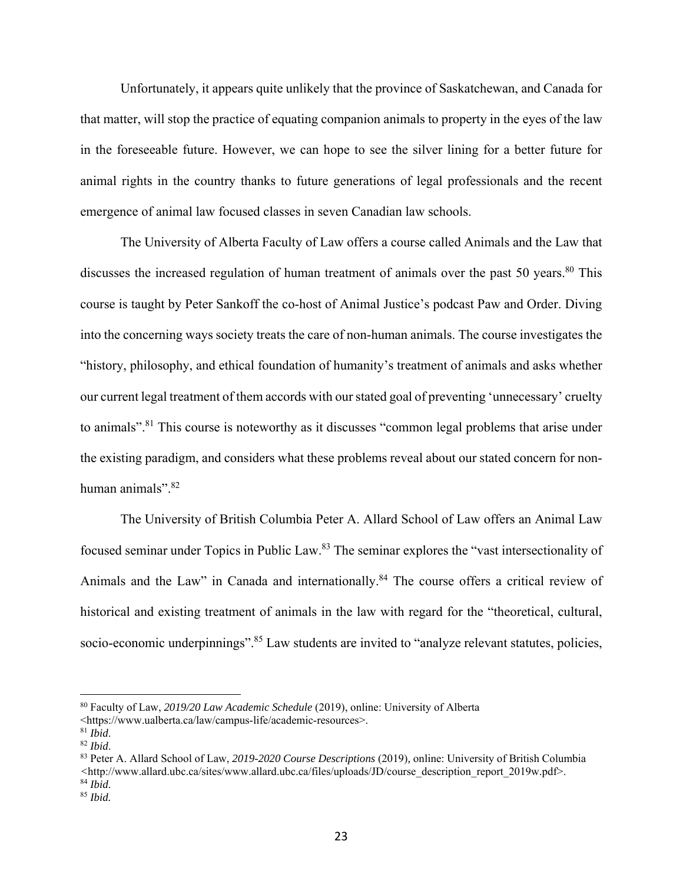Unfortunately, it appears quite unlikely that the province of Saskatchewan, and Canada for that matter, will stop the practice of equating companion animals to property in the eyes of the law in the foreseeable future. However, we can hope to see the silver lining for a better future for animal rights in the country thanks to future generations of legal professionals and the recent emergence of animal law focused classes in seven Canadian law schools.

The University of Alberta Faculty of Law offers a course called Animals and the Law that discusses the increased regulation of human treatment of animals over the past 50 years.[80] This course is taught by Peter Sankoff the co-host of Animal Justice's podcast Paw and Order. Diving into the concerning ways society treats the care of non-human animals. The course investigates the "history, philosophy, and ethical foundation of humanity's treatment of animals and asks whether our current legal treatment of them accords with our stated goal of preventing 'unnecessary' cruelty to animals".[81] This course is noteworthy as it discusses "common legal problems that arise under the existing paradigm, and considers what these problems reveal about our stated concern for non-human animals".[82]

The University of British Columbia Peter A. Allard School of Law offers an Animal Law focused seminar under Topics in Public Law.[83] The seminar explores the "vast intersectionality of Animals and the Law" in Canada and internationally.[84] The course offers a critical review of historical and existing treatment of animals in the law with regard for the "theoretical, cultural, socio-economic underpinnings".[85] Law students are invited to "analyze relevant statutes, policies,

---

[80] Faculty of Law, *2019/20 Law Academic Schedule* (2019), online: University of Alberta <https://www.ualberta.ca/law/campus-life/academic-resources>.

[81] *Ibid*.

[82] *Ibid*.

[83] Peter A. Allard School of Law, *2019-2020 Course Descriptions* (2019), online: University of British Columbia <http://www.allard.ubc.ca/sites/www.allard.ubc.ca/files/uploads/JD/course_description_report_2019w.pdf>.

[84] *Ibid*.

[85] *Ibid.*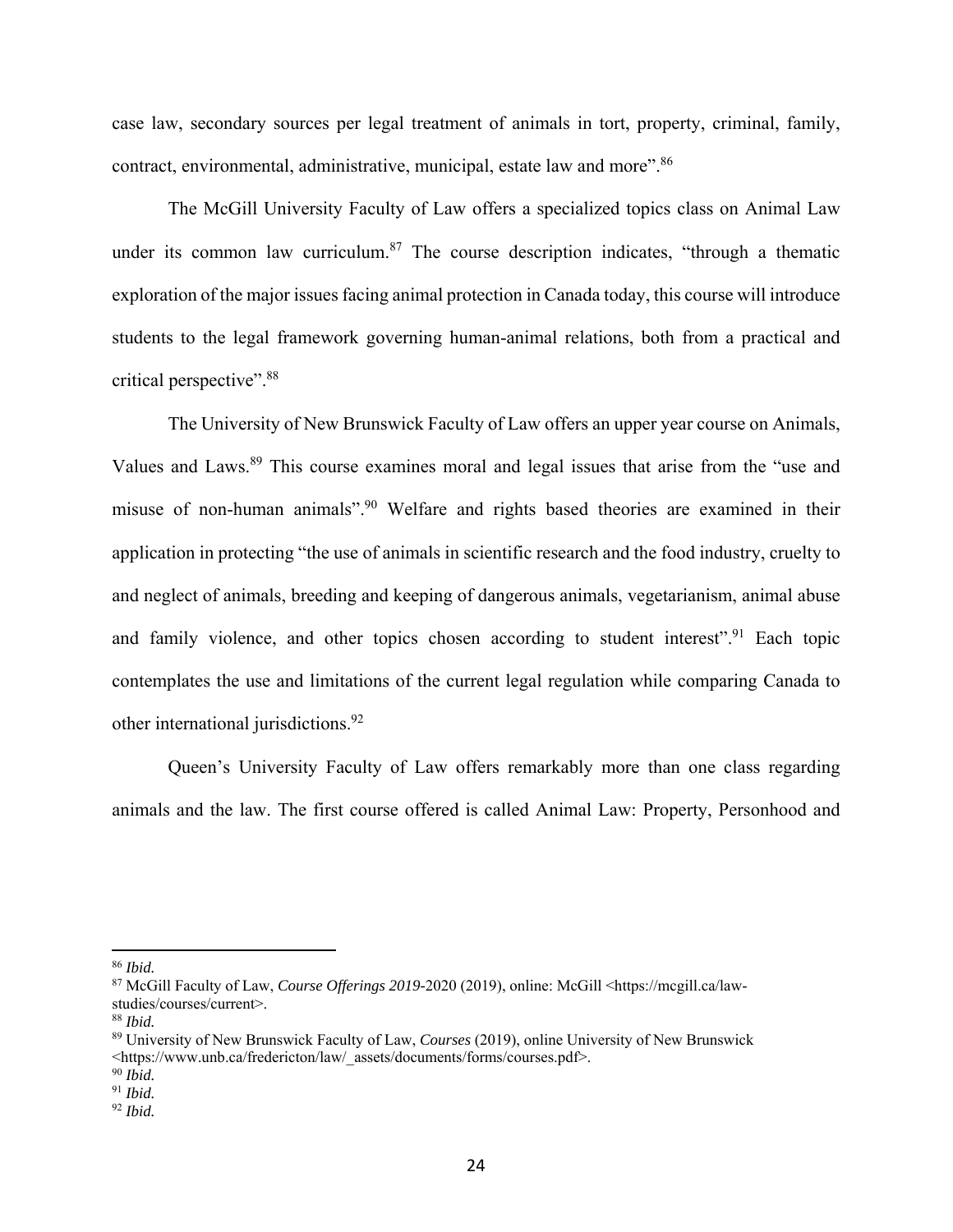case law, secondary sources per legal treatment of animals in tort, property, criminal, family, contract, environmental, administrative, municipal, estate law and more".[86]

The McGill University Faculty of Law offers a specialized topics class on Animal Law under its common law curriculum.[87] The course description indicates, "through a thematic exploration of the major issues facing animal protection in Canada today, this course will introduce students to the legal framework governing human-animal relations, both from a practical and critical perspective".[88]

The University of New Brunswick Faculty of Law offers an upper year course on Animals, Values and Laws.[89] This course examines moral and legal issues that arise from the "use and misuse of non-human animals".[90] Welfare and rights based theories are examined in their application in protecting "the use of animals in scientific research and the food industry, cruelty to and neglect of animals, breeding and keeping of dangerous animals, vegetarianism, animal abuse and family violence, and other topics chosen according to student interest".[91] Each topic contemplates the use and limitations of the current legal regulation while comparing Canada to other international jurisdictions.[92]

Queen's University Faculty of Law offers remarkably more than one class regarding animals and the law. The first course offered is called Animal Law: Property, Personhood and

---

[86] *Ibid.*

[87] McGill Faculty of Law, *Course Offerings 2019*-2020 (2019), online: McGill <https://mcgill.ca/law-studies/courses/current>.

[88] *Ibid.*

[89] University of New Brunswick Faculty of Law, *Courses* (2019), online University of New Brunswick <https://www.unb.ca/fredericton/law/_assets/documents/forms/courses.pdf>.

[90] *Ibid.*

[91] *Ibid.*

[92] *Ibid.*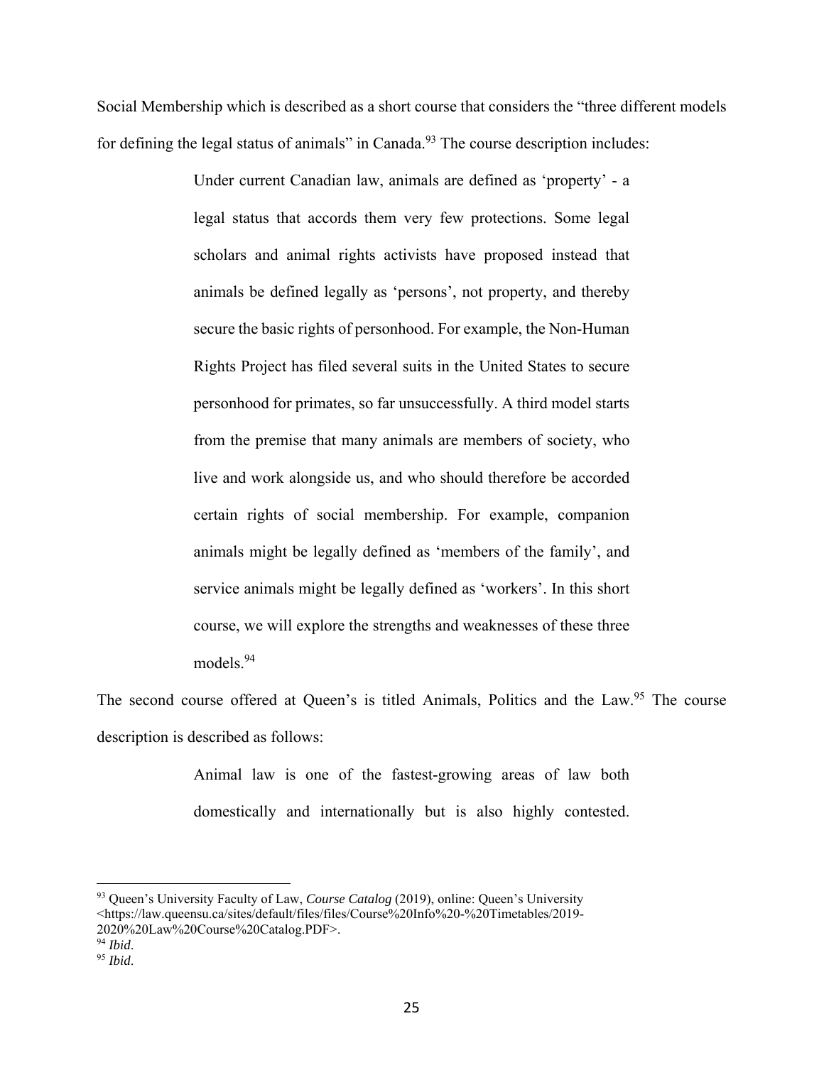Social Membership which is described as a short course that considers the "three different models for defining the legal status of animals" in Canada.[93] The course description includes:

> Under current Canadian law, animals are defined as 'property' - a legal status that accords them very few protections. Some legal scholars and animal rights activists have proposed instead that animals be defined legally as 'persons', not property, and thereby secure the basic rights of personhood. For example, the Non-Human Rights Project has filed several suits in the United States to secure personhood for primates, so far unsuccessfully. A third model starts from the premise that many animals are members of society, who live and work alongside us, and who should therefore be accorded certain rights of social membership. For example, companion animals might be legally defined as 'members of the family', and service animals might be legally defined as 'workers'. In this short course, we will explore the strengths and weaknesses of these three models.[94]

The second course offered at Queen's is titled Animals, Politics and the Law.[95] The course description is described as follows:

> Animal law is one of the fastest-growing areas of law both domestically and internationally but is also highly contested.

---

[93] Queen's University Faculty of Law, *Course Catalog* (2019), online: Queen's University <https://law.queensu.ca/sites/default/files/files/Course%20Info%20-%20Timetables/2019-2020%20Law%20Course%20Catalog.PDF>.

[94] *Ibid*.

[95] *Ibid*.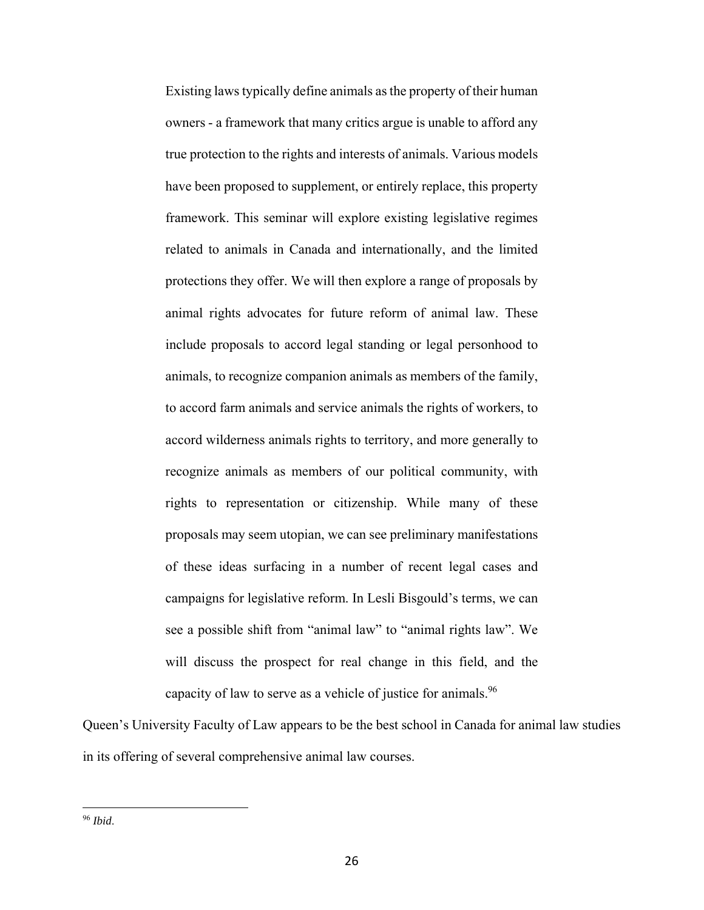> Existing laws typically define animals as the property of their human owners - a framework that many critics argue is unable to afford any true protection to the rights and interests of animals. Various models have been proposed to supplement, or entirely replace, this property framework. This seminar will explore existing legislative regimes related to animals in Canada and internationally, and the limited protections they offer. We will then explore a range of proposals by animal rights advocates for future reform of animal law. These include proposals to accord legal standing or legal personhood to animals, to recognize companion animals as members of the family, to accord farm animals and service animals the rights of workers, to accord wilderness animals rights to territory, and more generally to recognize animals as members of our political community, with rights to representation or citizenship. While many of these proposals may seem utopian, we can see preliminary manifestations of these ideas surfacing in a number of recent legal cases and campaigns for legislative reform. In Lesli Bisgould's terms, we can see a possible shift from "animal law" to "animal rights law". We will discuss the prospect for real change in this field, and the capacity of law to serve as a vehicle of justice for animals.[96]

Queen's University Faculty of Law appears to be the best school in Canada for animal law studies in its offering of several comprehensive animal law courses.

---

[96] *Ibid*.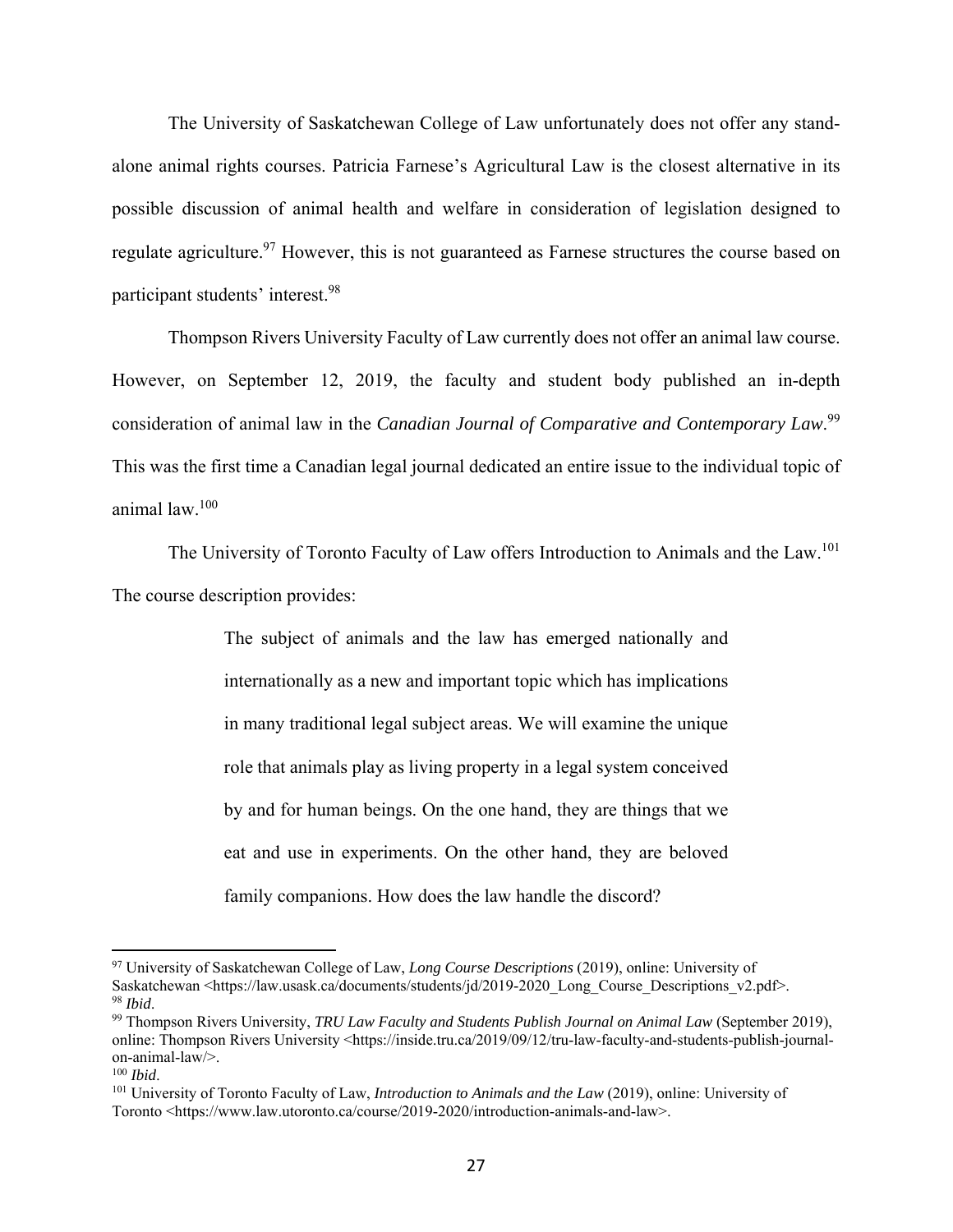The University of Saskatchewan College of Law unfortunately does not offer any stand-alone animal rights courses. Patricia Farnese's Agricultural Law is the closest alternative in its possible discussion of animal health and welfare in consideration of legislation designed to regulate agriculture.[97] However, this is not guaranteed as Farnese structures the course based on participant students' interest.[98]

Thompson Rivers University Faculty of Law currently does not offer an animal law course. However, on September 12, 2019, the faculty and student body published an in-depth consideration of animal law in the *Canadian Journal of Comparative and Contemporary Law*.[99] This was the first time a Canadian legal journal dedicated an entire issue to the individual topic of animal law.[100]

The University of Toronto Faculty of Law offers Introduction to Animals and the Law.[101] The course description provides:

> The subject of animals and the law has emerged nationally and internationally as a new and important topic which has implications in many traditional legal subject areas. We will examine the unique role that animals play as living property in a legal system conceived by and for human beings. On the one hand, they are things that we eat and use in experiments. On the other hand, they are beloved family companions. How does the law handle the discord?

---

[97] University of Saskatchewan College of Law, *Long Course Descriptions* (2019), online: University of Saskatchewan <https://law.usask.ca/documents/students/jd/2019-2020_Long_Course_Descriptions_v2.pdf>.
[98] *Ibid*.
[99] Thompson Rivers University, *TRU Law Faculty and Students Publish Journal on Animal Law* (September 2019), online: Thompson Rivers University <https://inside.tru.ca/2019/09/12/tru-law-faculty-and-students-publish-journal-on-animal-law/>.
[100] *Ibid*.
[101] University of Toronto Faculty of Law, *Introduction to Animals and the Law* (2019), online: University of Toronto <https://www.law.utoronto.ca/course/2019-2020/introduction-animals-and-law>.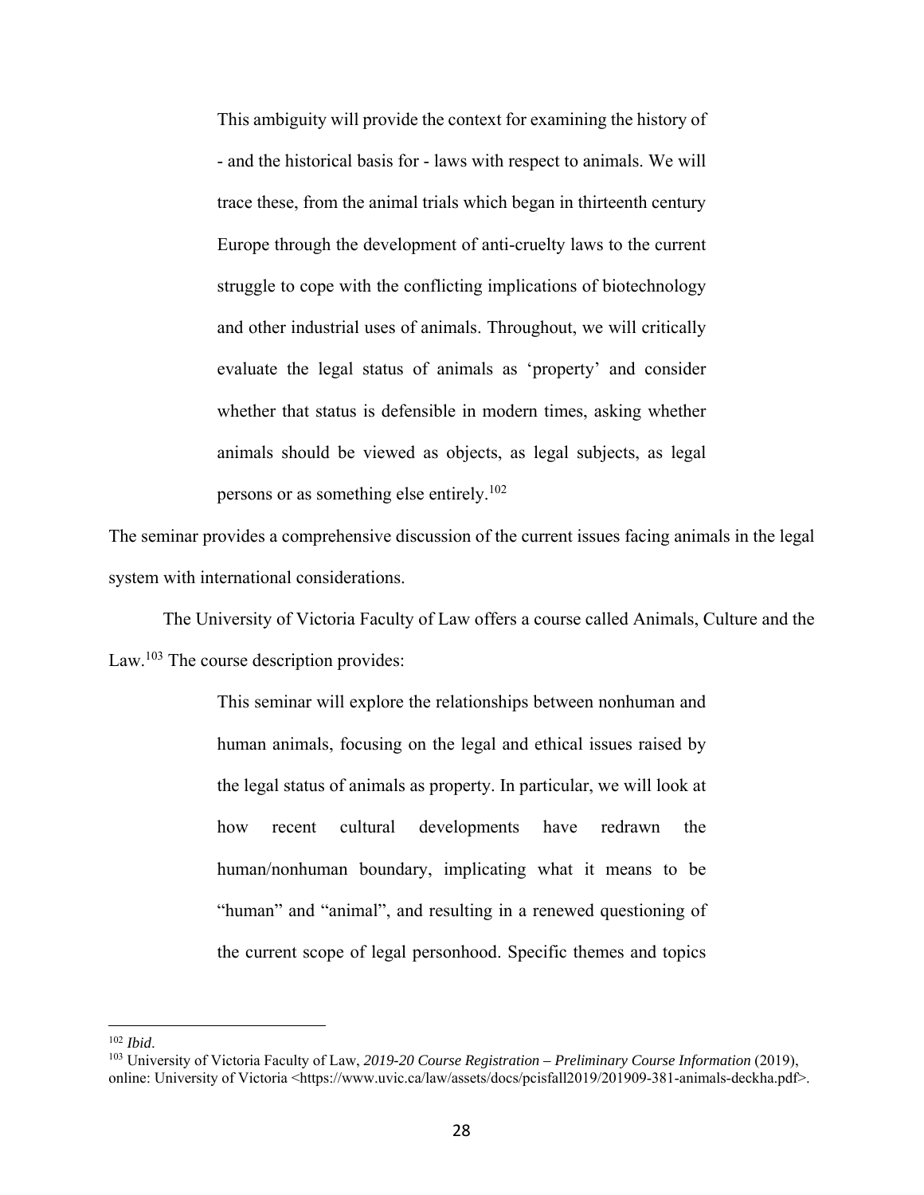> This ambiguity will provide the context for examining the history of - and the historical basis for - laws with respect to animals. We will trace these, from the animal trials which began in thirteenth century Europe through the development of anti-cruelty laws to the current struggle to cope with the conflicting implications of biotechnology and other industrial uses of animals. Throughout, we will critically evaluate the legal status of animals as 'property' and consider whether that status is defensible in modern times, asking whether animals should be viewed as objects, as legal subjects, as legal persons or as something else entirely.[102]

The seminar provides a comprehensive discussion of the current issues facing animals in the legal system with international considerations.

The University of Victoria Faculty of Law offers a course called Animals, Culture and the Law.[103] The course description provides:

> This seminar will explore the relationships between nonhuman and human animals, focusing on the legal and ethical issues raised by the legal status of animals as property. In particular, we will look at how recent cultural developments have redrawn the human/nonhuman boundary, implicating what it means to be "human" and "animal", and resulting in a renewed questioning of the current scope of legal personhood. Specific themes and topics

---

[102] *Ibid*.

[103] University of Victoria Faculty of Law, *2019-20 Course Registration – Preliminary Course Information* (2019), online: University of Victoria <https://www.uvic.ca/law/assets/docs/pcisfall2019/201909-381-animals-deckha.pdf>.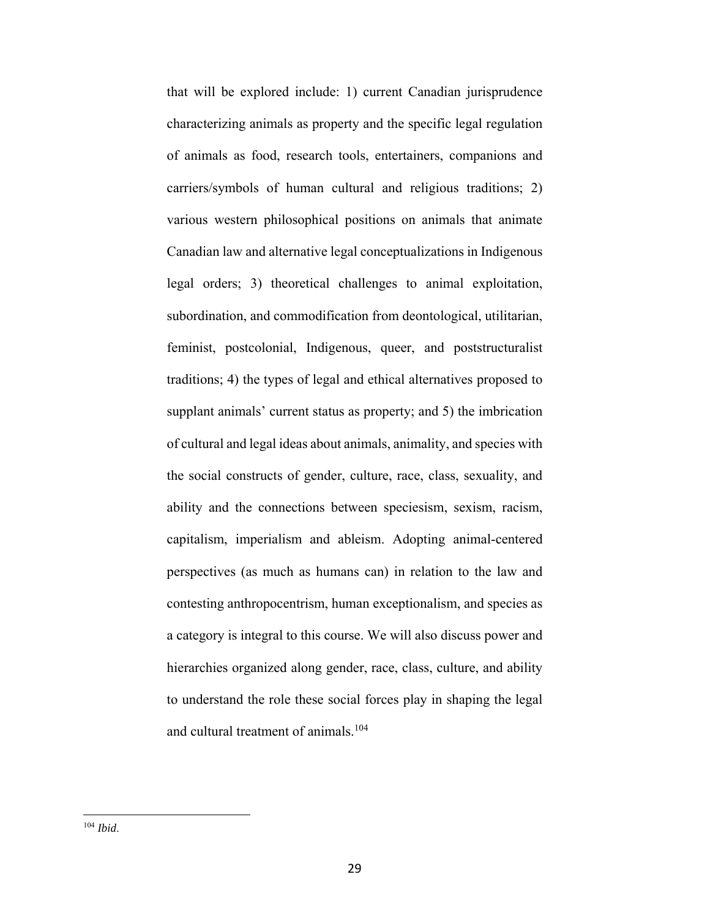that will be explored include: 1) current Canadian jurisprudence characterizing animals as property and the specific legal regulation of animals as food, research tools, entertainers, companions and carriers/symbols of human cultural and religious traditions; 2) various western philosophical positions on animals that animate Canadian law and alternative legal conceptualizations in Indigenous legal orders; 3) theoretical challenges to animal exploitation, subordination, and commodification from deontological, utilitarian, feminist, postcolonial, Indigenous, queer, and poststructuralist traditions; 4) the types of legal and ethical alternatives proposed to supplant animals' current status as property; and 5) the imbrication of cultural and legal ideas about animals, animality, and species with the social constructs of gender, culture, race, class, sexuality, and ability and the connections between speciesism, sexism, racism, capitalism, imperialism and ableism. Adopting animal-centered perspectives (as much as humans can) in relation to the law and contesting anthropocentrism, human exceptionalism, and species as a category is integral to this course. We will also discuss power and hierarchies organized along gender, race, class, culture, and ability to understand the role these social forces play in shaping the legal and cultural treatment of animals.[104]

---

[104] *Ibid*.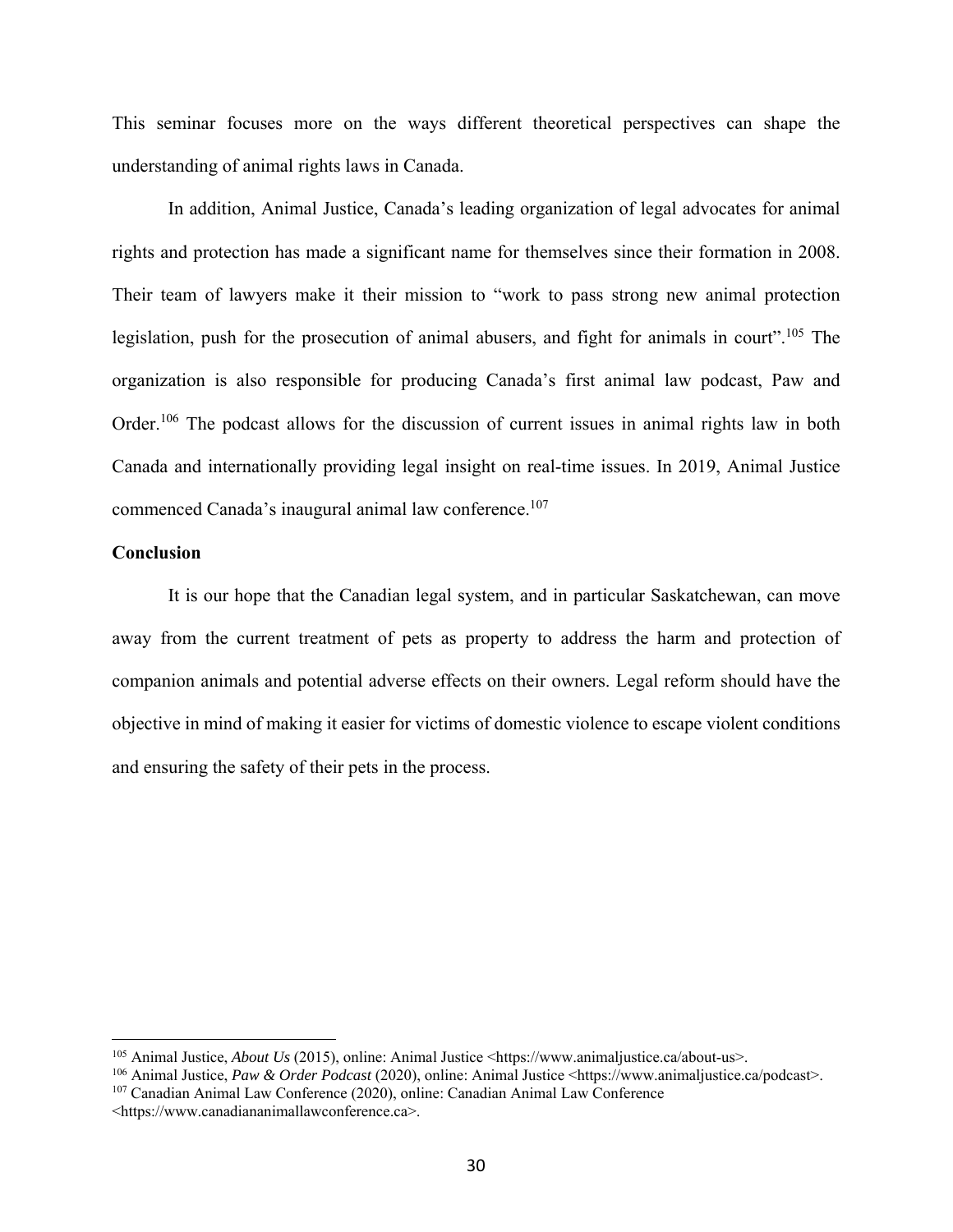This seminar focuses more on the ways different theoretical perspectives can shape the understanding of animal rights laws in Canada.

In addition, Animal Justice, Canada's leading organization of legal advocates for animal rights and protection has made a significant name for themselves since their formation in 2008. Their team of lawyers make it their mission to "work to pass strong new animal protection legislation, push for the prosecution of animal abusers, and fight for animals in court".[105] The organization is also responsible for producing Canada's first animal law podcast, Paw and Order.[106] The podcast allows for the discussion of current issues in animal rights law in both Canada and internationally providing legal insight on real-time issues. In 2019, Animal Justice commenced Canada's inaugural animal law conference.[107]

**Conclusion**

It is our hope that the Canadian legal system, and in particular Saskatchewan, can move away from the current treatment of pets as property to address the harm and protection of companion animals and potential adverse effects on their owners. Legal reform should have the objective in mind of making it easier for victims of domestic violence to escape violent conditions and ensuring the safety of their pets in the process.

---

[105] Animal Justice, *About Us* (2015), online: Animal Justice <https://www.animaljustice.ca/about-us>.

[106] Animal Justice, *Paw & Order Podcast* (2020), online: Animal Justice <https://www.animaljustice.ca/podcast>.

[107] Canadian Animal Law Conference (2020), online: Canadian Animal Law Conference <https://www.canadiananimallawconference.ca>.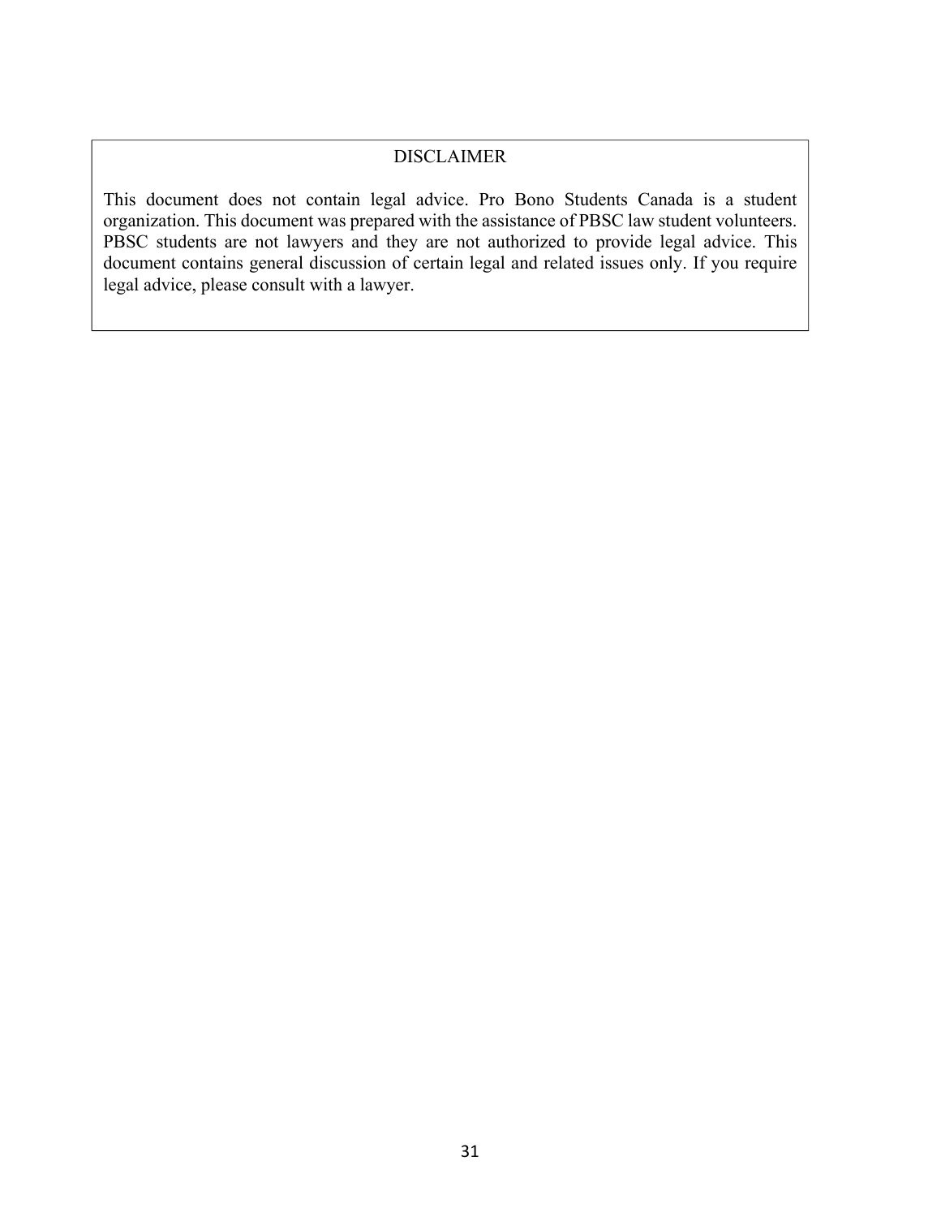DISCLAIMER

This document does not contain legal advice. Pro Bono Students Canada is a student organization. This document was prepared with the assistance of PBSC law student volunteers. PBSC students are not lawyers and they are not authorized to provide legal advice. This document contains general discussion of certain legal and related issues only. If you require legal advice, please consult with a lawyer.